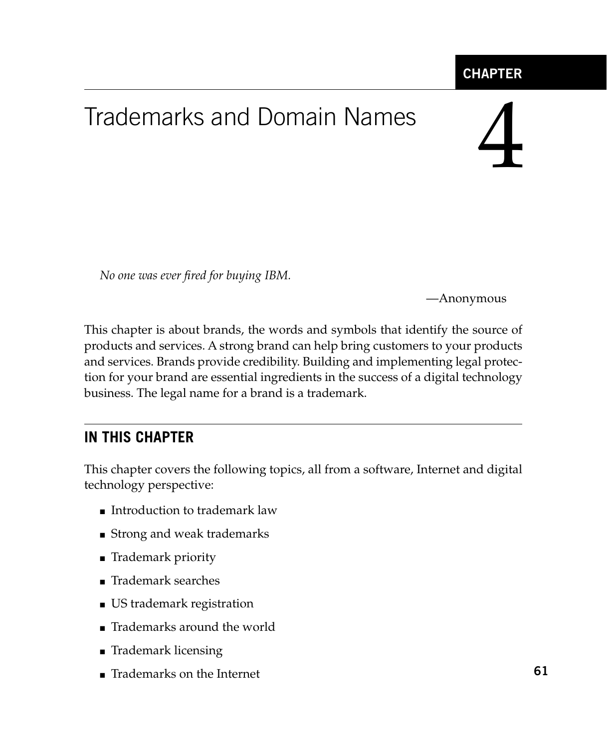# Chapter 4

# Trademarks and Domain Names

*No one was ever fired for buying IBM.*

—Anonymous

This chapter is about brands, the words and symbols that identify the source of products and services. A strong brand can help bring customers to your products and services. Brands provide credibility. Building and implementing legal protection for your brand are essential ingredients in the success of a digital technology business. The legal name for a brand is a trademark.

## IN THIS CHAPTER

This chapter covers the following topics, all from a software, Internet and digital technology perspective:

- Introduction to trademark law
- Strong and weak trademarks
- Trademark priority
- Trademark searches
- US trademark registration
- Trademarks around the world
- Trademark licensing
- Trademarks on the Internet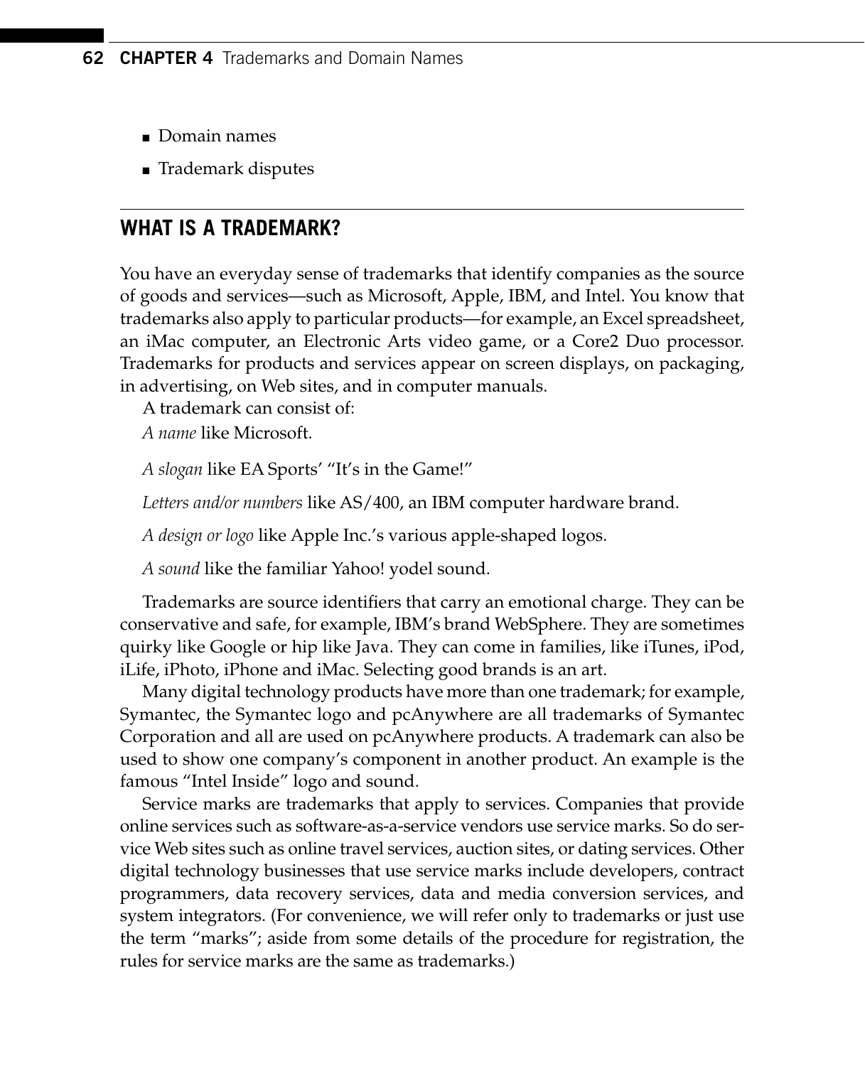- Domain names
- Trademark disputes

## WHAT IS A TRADEMARK?

You have an everyday sense of trademarks that identify companies as the source of goods and services—such as Microsoft, Apple, IBM, and Intel. You know that trademarks also apply to particular products—for example, an Excel spreadsheet, an iMac computer, an Electronic Arts video game, or a Core2 Duo processor. Trademarks for products and services appear on screen displays, on packaging, in advertising, on Web sites, and in computer manuals.

A trademark can consist of:

*A name* like Microsoft.

*A slogan* like EA Sports' "It's in the Game!"

*Letters and/or numbers* like AS/400, an IBM computer hardware brand.

*A design or logo* like Apple Inc.'s various apple-shaped logos.

*A sound* like the familiar Yahoo! yodel sound.

Trademarks are source identifiers that carry an emotional charge. They can be conservative and safe, for example, IBM's brand WebSphere. They are sometimes quirky like Google or hip like Java. They can come in families, like iTunes, iPod, iLife, iPhoto, iPhone and iMac. Selecting good brands is an art.

Many digital technology products have more than one trademark; for example, Symantec, the Symantec logo and pcAnywhere are all trademarks of Symantec Corporation and all are used on pcAnywhere products. A trademark can also be used to show one company's component in another product. An example is the famous "Intel Inside" logo and sound.

Service marks are trademarks that apply to services. Companies that provide online services such as software-as-a-service vendors use service marks. So do service Web sites such as online travel services, auction sites, or dating services. Other digital technology businesses that use service marks include developers, contract programmers, data recovery services, data and media conversion services, and system integrators. (For convenience, we will refer only to trademarks or just use the term "marks"; aside from some details of the procedure for registration, the rules for service marks are the same as trademarks.)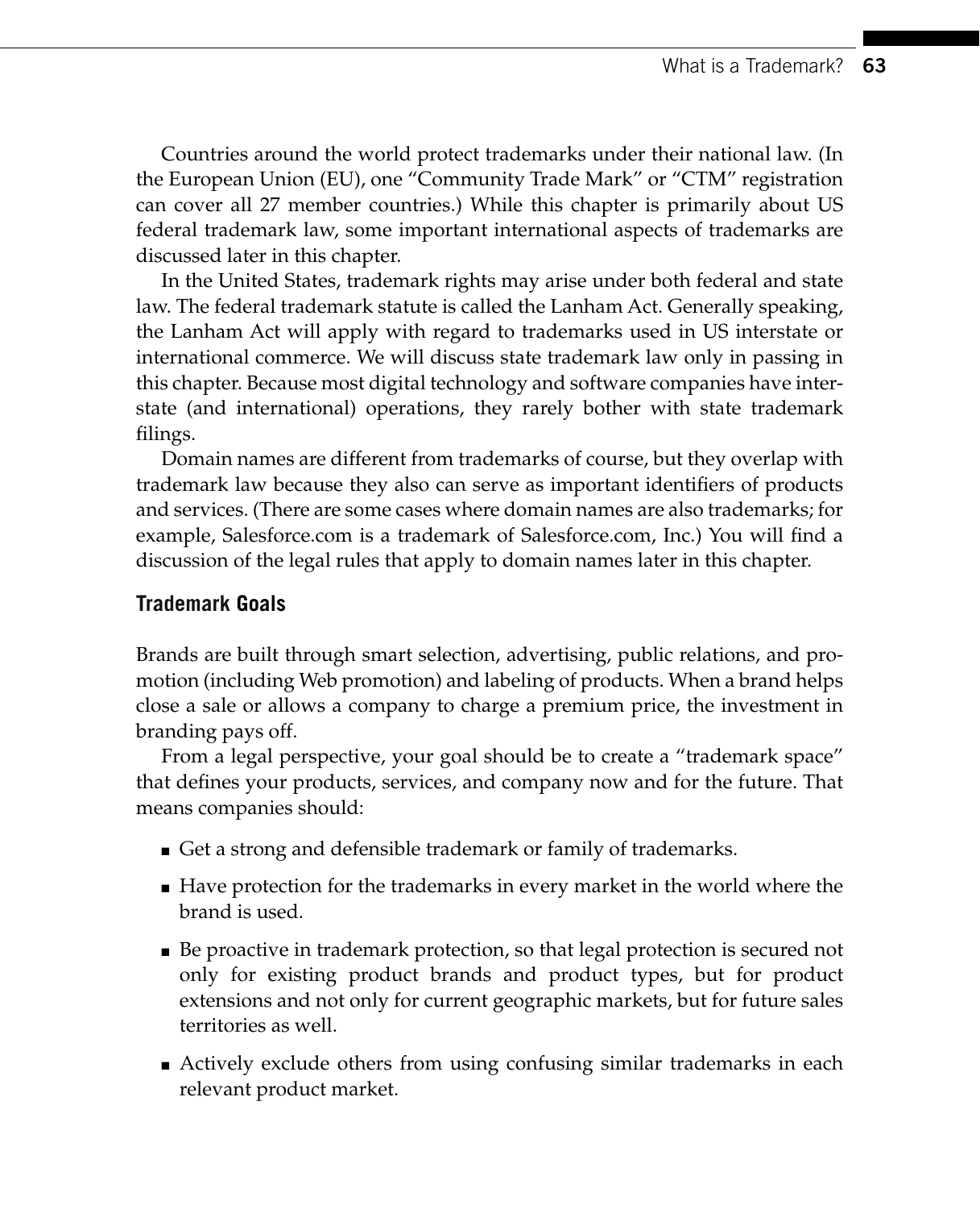Countries around the world protect trademarks under their national law. (In the European Union (EU), one “Community Trade Mark” or “CTM” registration can cover all 27 member countries.) While this chapter is primarily about US federal trademark law, some important international aspects of trademarks are discussed later in this chapter.

In the United States, trademark rights may arise under both federal and state law. The federal trademark statute is called the Lanham Act. Generally speaking, the Lanham Act will apply with regard to trademarks used in US interstate or international commerce. We will discuss state trademark law only in passing in this chapter. Because most digital technology and software companies have interstate (and international) operations, they rarely bother with state trademark filings.

Domain names are different from trademarks of course, but they overlap with trademark law because they also can serve as important identifiers of products and services. (There are some cases where domain names are also trademarks; for example, Salesforce.com is a trademark of Salesforce.com, Inc.) You will find a discussion of the legal rules that apply to domain names later in this chapter.

### Trademark Goals

Brands are built through smart selection, advertising, public relations, and promotion (including Web promotion) and labeling of products. When a brand helps close a sale or allows a company to charge a premium price, the investment in branding pays off.

From a legal perspective, your goal should be to create a “trademark space” that defines your products, services, and company now and for the future. That means companies should:

- Get a strong and defensible trademark or family of trademarks.
- Have protection for the trademarks in every market in the world where the brand is used.
- Be proactive in trademark protection, so that legal protection is secured not only for existing product brands and product types, but for product extensions and not only for current geographic markets, but for future sales territories as well.
- Actively exclude others from using confusing similar trademarks in each relevant product market.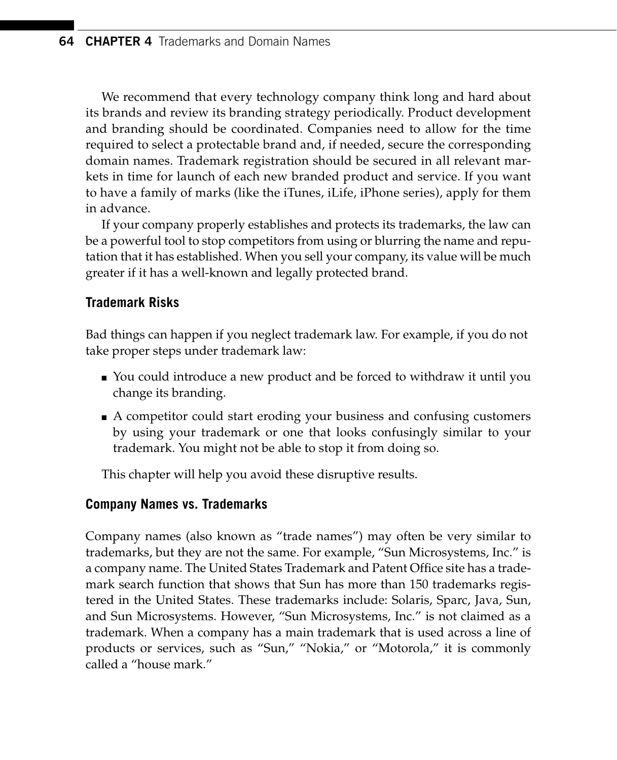We recommend that every technology company think long and hard about its brands and review its branding strategy periodically. Product development and branding should be coordinated. Companies need to allow for the time required to select a protectable brand and, if needed, secure the corresponding domain names. Trademark registration should be secured in all relevant markets in time for launch of each new branded product and service. If you want to have a family of marks (like the iTunes, iLife, iPhone series), apply for them in advance.

If your company properly establishes and protects its trademarks, the law can be a powerful tool to stop competitors from using or blurring the name and reputation that it has established. When you sell your company, its value will be much greater if it has a well-known and legally protected brand.

### Trademark Risks

Bad things can happen if you neglect trademark law. For example, if you do not take proper steps under trademark law:

- You could introduce a new product and be forced to withdraw it until you change its branding.
- A competitor could start eroding your business and confusing customers by using your trademark or one that looks confusingly similar to your trademark. You might not be able to stop it from doing so.

This chapter will help you avoid these disruptive results.

### Company Names vs. Trademarks

Company names (also known as "trade names") may often be very similar to trademarks, but they are not the same. For example, "Sun Microsystems, Inc." is a company name. The United States Trademark and Patent Office site has a trademark search function that shows that Sun has more than 150 trademarks registered in the United States. These trademarks include: Solaris, Sparc, Java, Sun, and Sun Microsystems. However, "Sun Microsystems, Inc." is not claimed as a trademark. When a company has a main trademark that is used across a line of products or services, such as "Sun," "Nokia," or "Motorola," it is commonly called a "house mark."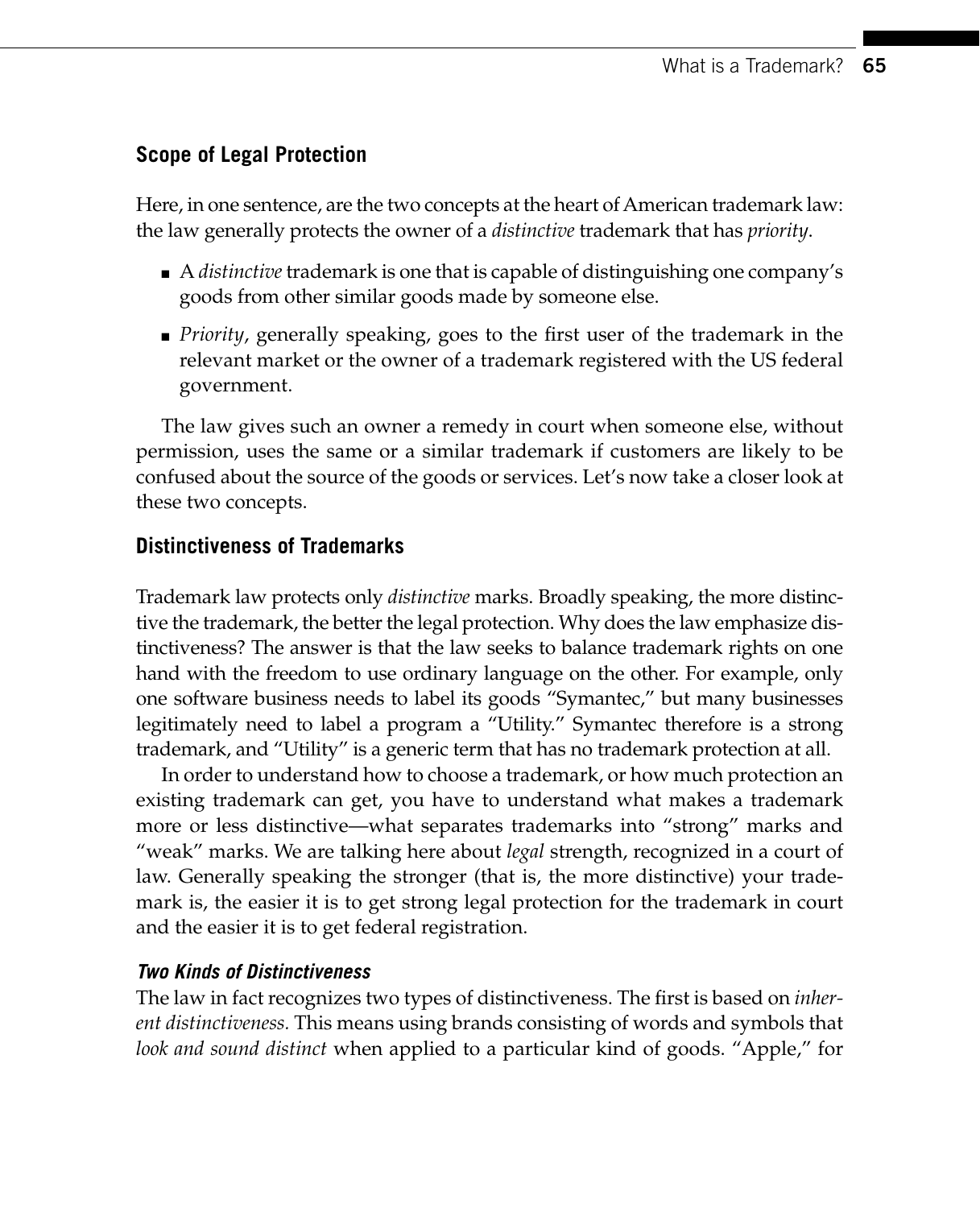## Scope of Legal Protection

Here, in one sentence, are the two concepts at the heart of American trademark law: the law generally protects the owner of a *distinctive* trademark that has *priority*.

- A *distinctive* trademark is one that is capable of distinguishing one company's goods from other similar goods made by someone else.
- *Priority*, generally speaking, goes to the first user of the trademark in the relevant market or the owner of a trademark registered with the US federal government.

The law gives such an owner a remedy in court when someone else, without permission, uses the same or a similar trademark if customers are likely to be confused about the source of the goods or services. Let's now take a closer look at these two concepts.

## Distinctiveness of Trademarks

Trademark law protects only *distinctive* marks. Broadly speaking, the more distinctive the trademark, the better the legal protection. Why does the law emphasize distinctiveness? The answer is that the law seeks to balance trademark rights on one hand with the freedom to use ordinary language on the other. For example, only one software business needs to label its goods "Symantec," but many businesses legitimately need to label a program a "Utility." Symantec therefore is a strong trademark, and "Utility" is a generic term that has no trademark protection at all.

In order to understand how to choose a trademark, or how much protection an existing trademark can get, you have to understand what makes a trademark more or less distinctive—what separates trademarks into "strong" marks and "weak" marks. We are talking here about *legal* strength, recognized in a court of law. Generally speaking the stronger (that is, the more distinctive) your trademark is, the easier it is to get strong legal protection for the trademark in court and the easier it is to get federal registration.

### *Two Kinds of Distinctiveness*

The law in fact recognizes two types of distinctiveness. The first is based on *inherent distinctiveness.* This means using brands consisting of words and symbols that *look and sound distinct* when applied to a particular kind of goods. "Apple," for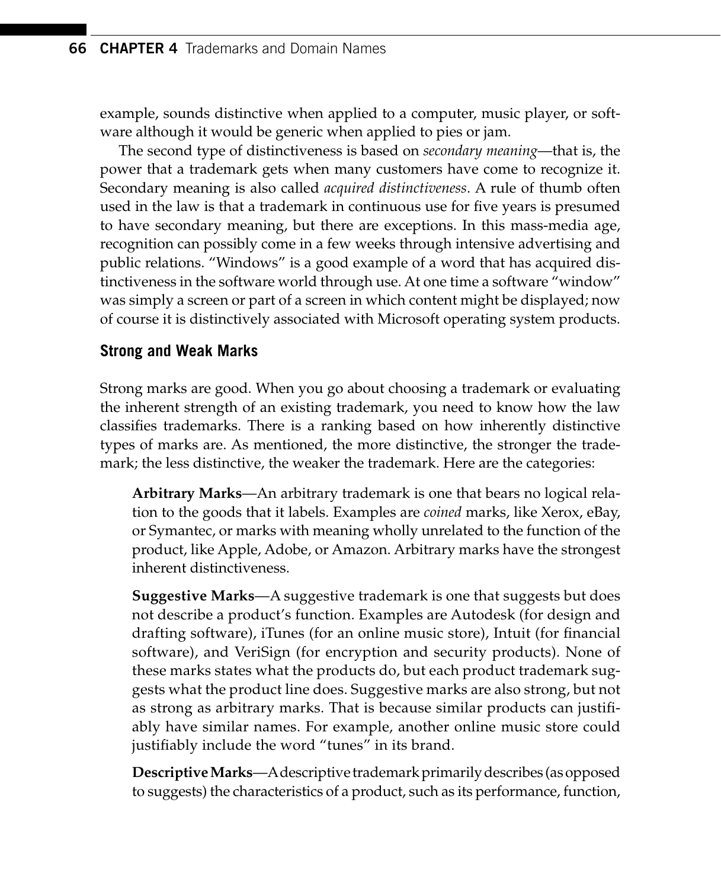example, sounds distinctive when applied to a computer, music player, or software although it would be generic when applied to pies or jam.

The second type of distinctiveness is based on *secondary meaning*—that is, the power that a trademark gets when many customers have come to recognize it. Secondary meaning is also called *acquired distinctiveness*. A rule of thumb often used in the law is that a trademark in continuous use for five years is presumed to have secondary meaning, but there are exceptions. In this mass-media age, recognition can possibly come in a few weeks through intensive advertising and public relations. "Windows" is a good example of a word that has acquired distinctiveness in the software world through use. At one time a software "window" was simply a screen or part of a screen in which content might be displayed; now of course it is distinctively associated with Microsoft operating system products.

### Strong and Weak Marks

Strong marks are good. When you go about choosing a trademark or evaluating the inherent strength of an existing trademark, you need to know how the law classifies trademarks. There is a ranking based on how inherently distinctive types of marks are. As mentioned, the more distinctive, the stronger the trademark; the less distinctive, the weaker the trademark. Here are the categories:

**Arbitrary Marks**—An arbitrary trademark is one that bears no logical relation to the goods that it labels. Examples are *coined* marks, like Xerox, eBay, or Symantec, or marks with meaning wholly unrelated to the function of the product, like Apple, Adobe, or Amazon. Arbitrary marks have the strongest inherent distinctiveness.

**Suggestive Marks**—A suggestive trademark is one that suggests but does not describe a product's function. Examples are Autodesk (for design and drafting software), iTunes (for an online music store), Intuit (for financial software), and VeriSign (for encryption and security products). None of these marks states what the products do, but each product trademark suggests what the product line does. Suggestive marks are also strong, but not as strong as arbitrary marks. That is because similar products can justifiably have similar names. For example, another online music store could justifiably include the word "tunes" in its brand.

**Descriptive Marks**—A descriptive trademark primarily describes (as opposed to suggests) the characteristics of a product, such as its performance, function,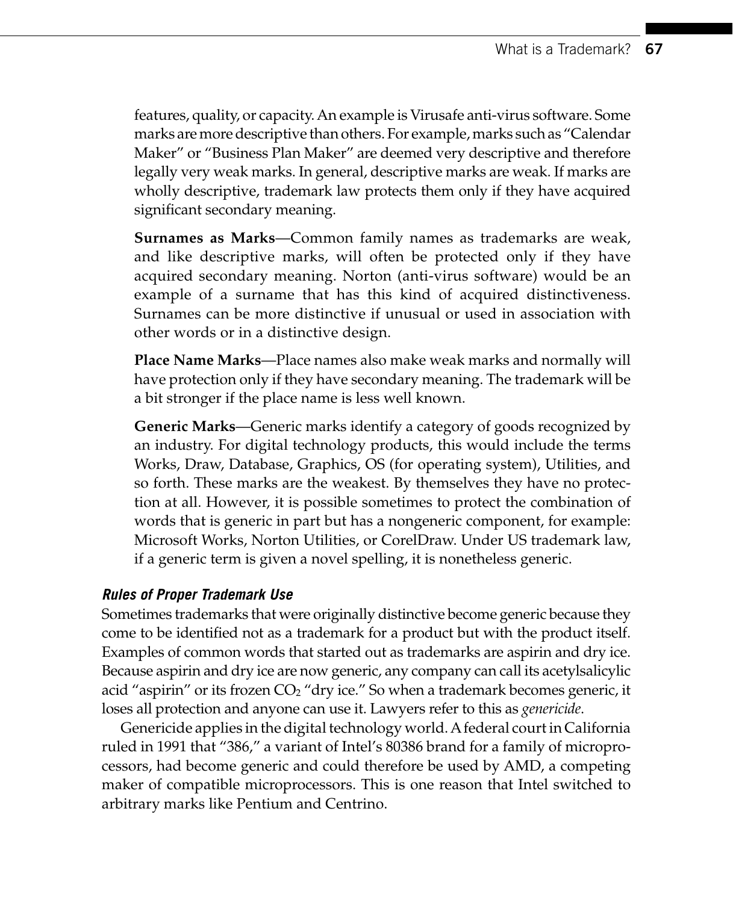features, quality, or capacity. An example is Virusafe anti-virus software. Some marks are more descriptive than others. For example, marks such as "Calendar Maker" or "Business Plan Maker" are deemed very descriptive and therefore legally very weak marks. In general, descriptive marks are weak. If marks are wholly descriptive, trademark law protects them only if they have acquired significant secondary meaning.

**Surnames as Marks**—Common family names as trademarks are weak, and like descriptive marks, will often be protected only if they have acquired secondary meaning. Norton (anti-virus software) would be an example of a surname that has this kind of acquired distinctiveness. Surnames can be more distinctive if unusual or used in association with other words or in a distinctive design.

**Place Name Marks**—Place names also make weak marks and normally will have protection only if they have secondary meaning. The trademark will be a bit stronger if the place name is less well known.

**Generic Marks**—Generic marks identify a category of goods recognized by an industry. For digital technology products, this would include the terms Works, Draw, Database, Graphics, OS (for operating system), Utilities, and so forth. These marks are the weakest. By themselves they have no protection at all. However, it is possible sometimes to protect the combination of words that is generic in part but has a nongeneric component, for example: Microsoft Works, Norton Utilities, or CorelDraw. Under US trademark law, if a generic term is given a novel spelling, it is nonetheless generic.

#### *Rules of Proper Trademark Use*

Sometimes trademarks that were originally distinctive become generic because they come to be identified not as a trademark for a product but with the product itself. Examples of common words that started out as trademarks are aspirin and dry ice. Because aspirin and dry ice are now generic, any company can call its acetylsalicylic acid "aspirin" or its frozen $CO_2$ "dry ice." So when a trademark becomes generic, it loses all protection and anyone can use it. Lawyers refer to this as *genericide*.

Genericide applies in the digital technology world. A federal court in California ruled in 1991 that "386," a variant of Intel's 80386 brand for a family of microprocessors, had become generic and could therefore be used by AMD, a competing maker of compatible microprocessors. This is one reason that Intel switched to arbitrary marks like Pentium and Centrino.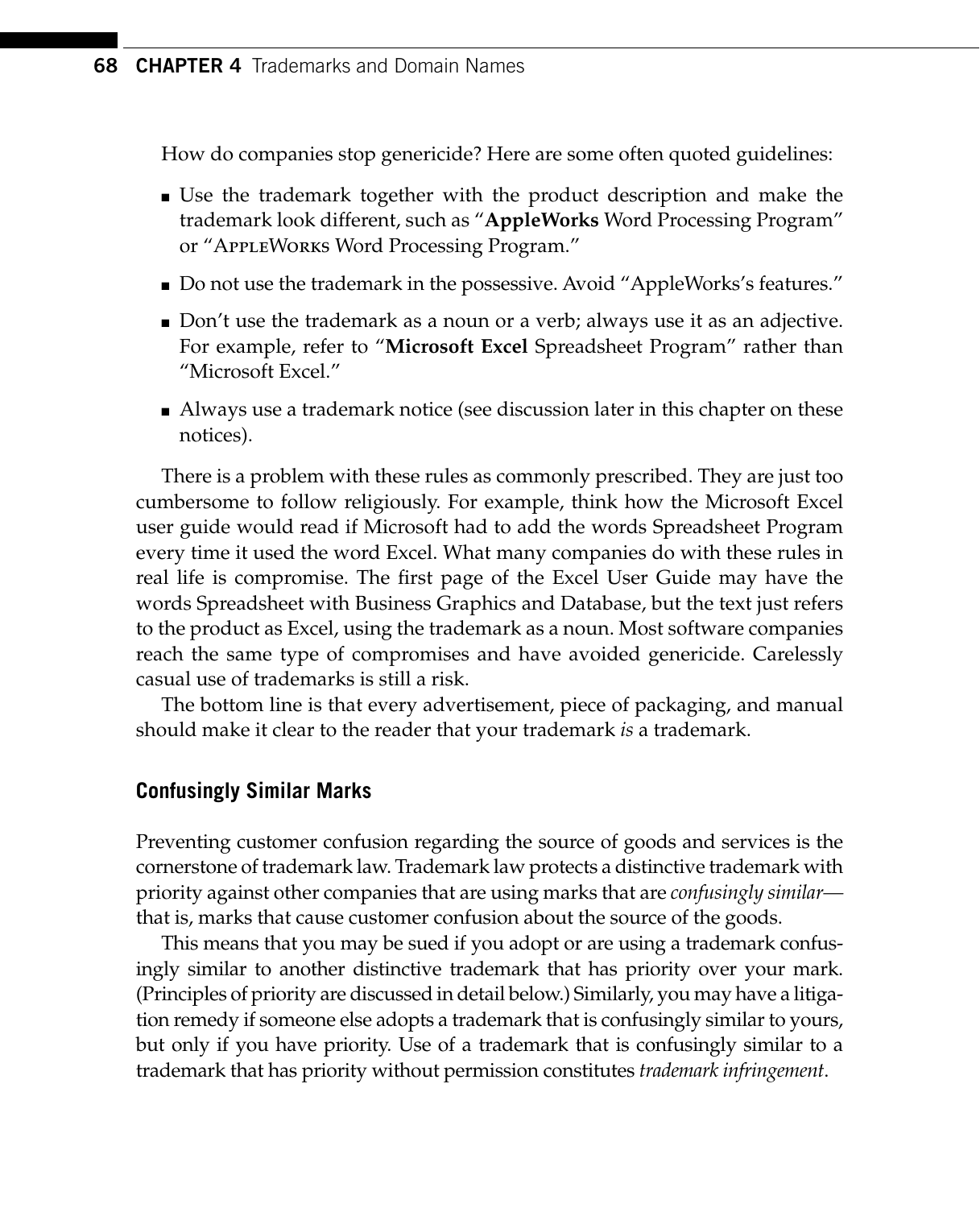How do companies stop genericide? Here are some often quoted guidelines:

- Use the trademark together with the product description and make the trademark look different, such as "**AppleWorks** Word Processing Program" or "AppleWorks Word Processing Program."
- Do not use the trademark in the possessive. Avoid "AppleWorks's features."
- Don't use the trademark as a noun or a verb; always use it as an adjective. For example, refer to "**Microsoft Excel** Spreadsheet Program" rather than "Microsoft Excel."
- Always use a trademark notice (see discussion later in this chapter on these notices).

There is a problem with these rules as commonly prescribed. They are just too cumbersome to follow religiously. For example, think how the Microsoft Excel user guide would read if Microsoft had to add the words Spreadsheet Program every time it used the word Excel. What many companies do with these rules in real life is compromise. The first page of the Excel User Guide may have the words Spreadsheet with Business Graphics and Database, but the text just refers to the product as Excel, using the trademark as a noun. Most software companies reach the same type of compromises and have avoided genericide. Carelessly casual use of trademarks is still a risk.

The bottom line is that every advertisement, piece of packaging, and manual should make it clear to the reader that your trademark *is* a trademark.

### Confusingly Similar Marks

Preventing customer confusion regarding the source of goods and services is the cornerstone of trademark law. Trademark law protects a distinctive trademark with priority against other companies that are using marks that are *confusingly similar*—that is, marks that cause customer confusion about the source of the goods.

This means that you may be sued if you adopt or are using a trademark confusingly similar to another distinctive trademark that has priority over your mark. (Principles of priority are discussed in detail below.) Similarly, you may have a litigation remedy if someone else adopts a trademark that is confusingly similar to yours, but only if you have priority. Use of a trademark that is confusingly similar to a trademark that has priority without permission constitutes *trademark infringement*.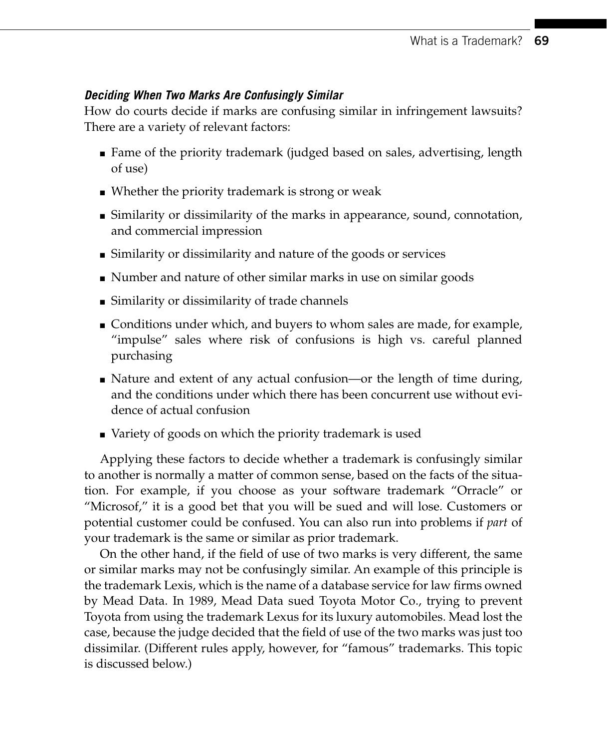### *Deciding When Two Marks Are Confusingly Similar*

How do courts decide if marks are confusing similar in infringement lawsuits? There are a variety of relevant factors:

- Fame of the priority trademark (judged based on sales, advertising, length of use)
- Whether the priority trademark is strong or weak
- Similarity or dissimilarity of the marks in appearance, sound, connotation, and commercial impression
- Similarity or dissimilarity and nature of the goods or services
- Number and nature of other similar marks in use on similar goods
- Similarity or dissimilarity of trade channels
- Conditions under which, and buyers to whom sales are made, for example, "impulse" sales where risk of confusions is high vs. careful planned purchasing
- Nature and extent of any actual confusion—or the length of time during, and the conditions under which there has been concurrent use without evidence of actual confusion
- Variety of goods on which the priority trademark is used

Applying these factors to decide whether a trademark is confusingly similar to another is normally a matter of common sense, based on the facts of the situation. For example, if you choose as your software trademark "Orracle" or "Microsof," it is a good bet that you will be sued and will lose. Customers or potential customer could be confused. You can also run into problems if *part* of your trademark is the same or similar as prior trademark.

On the other hand, if the field of use of two marks is very different, the same or similar marks may not be confusingly similar. An example of this principle is the trademark Lexis, which is the name of a database service for law firms owned by Mead Data. In 1989, Mead Data sued Toyota Motor Co., trying to prevent Toyota from using the trademark Lexus for its luxury automobiles. Mead lost the case, because the judge decided that the field of use of the two marks was just too dissimilar. (Different rules apply, however, for "famous" trademarks. This topic is discussed below.)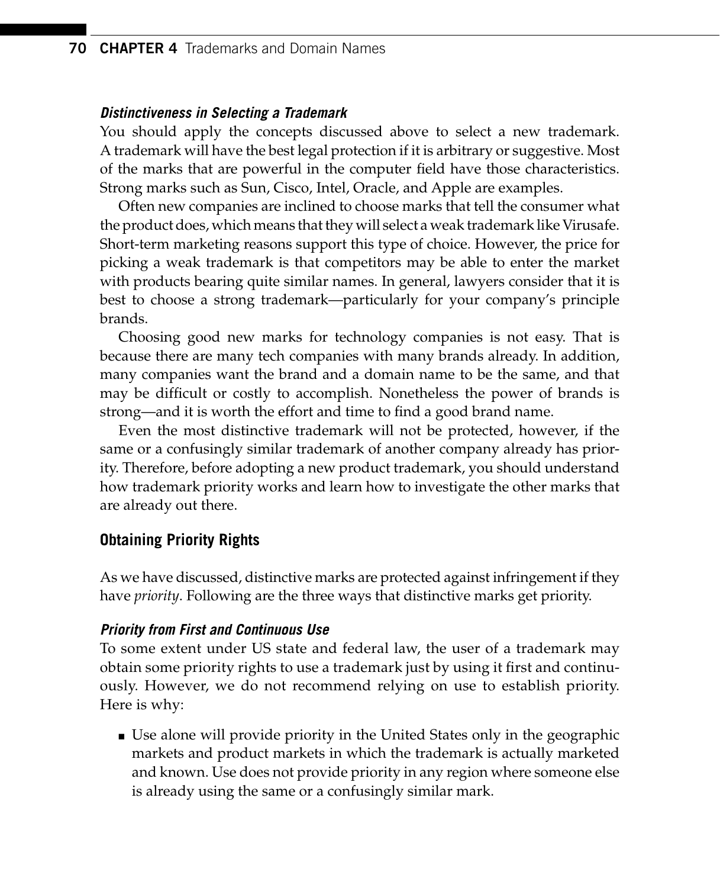### *Distinctiveness in Selecting a Trademark*

You should apply the concepts discussed above to select a new trademark. A trademark will have the best legal protection if it is arbitrary or suggestive. Most of the marks that are powerful in the computer field have those characteristics. Strong marks such as Sun, Cisco, Intel, Oracle, and Apple are examples.

Often new companies are inclined to choose marks that tell the consumer what the product does, which means that they will select a weak trademark like Virusafe. Short-term marketing reasons support this type of choice. However, the price for picking a weak trademark is that competitors may be able to enter the market with products bearing quite similar names. In general, lawyers consider that it is best to choose a strong trademark—particularly for your company's principle brands.

Choosing good new marks for technology companies is not easy. That is because there are many tech companies with many brands already. In addition, many companies want the brand and a domain name to be the same, and that may be difficult or costly to accomplish. Nonetheless the power of brands is strong—and it is worth the effort and time to find a good brand name.

Even the most distinctive trademark will not be protected, however, if the same or a confusingly similar trademark of another company already has priority. Therefore, before adopting a new product trademark, you should understand how trademark priority works and learn how to investigate the other marks that are already out there.

## Obtaining Priority Rights

As we have discussed, distinctive marks are protected against infringement if they have *priority*. Following are the three ways that distinctive marks get priority.

### *Priority from First and Continuous Use*

To some extent under US state and federal law, the user of a trademark may obtain some priority rights to use a trademark just by using it first and continuously. However, we do not recommend relying on use to establish priority. Here is why:

- Use alone will provide priority in the United States only in the geographic markets and product markets in which the trademark is actually marketed and known. Use does not provide priority in any region where someone else is already using the same or a confusingly similar mark.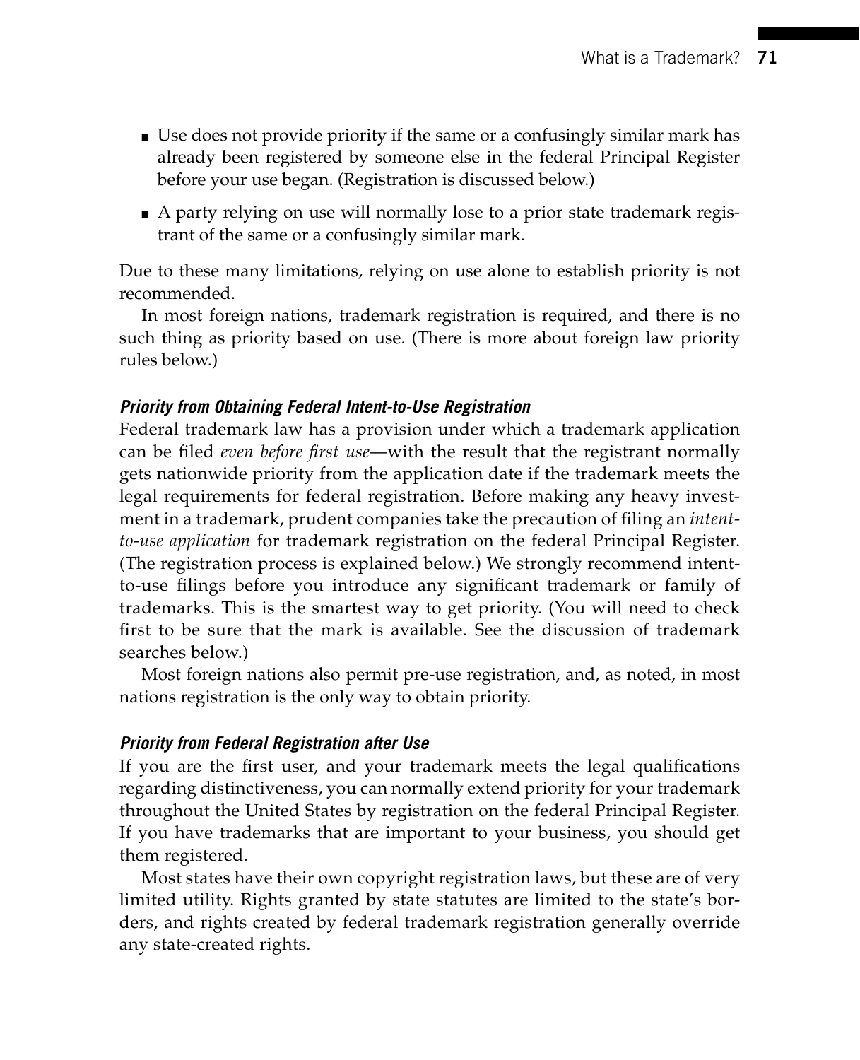- Use does not provide priority if the same or a confusingly similar mark has already been registered by someone else in the federal Principal Register before your use began. (Registration is discussed below.)
- A party relying on use will normally lose to a prior state trademark registrant of the same or a confusingly similar mark.

Due to these many limitations, relying on use alone to establish priority is not recommended.

In most foreign nations, trademark registration is required, and there is no such thing as priority based on use. (There is more about foreign law priority rules below.)

#### *Priority from Obtaining Federal Intent-to-Use Registration*

Federal trademark law has a provision under which a trademark application can be filed *even before first use*—with the result that the registrant normally gets nationwide priority from the application date if the trademark meets the legal requirements for federal registration. Before making any heavy investment in a trademark, prudent companies take the precaution of filing an *intent-to-use application* for trademark registration on the federal Principal Register. (The registration process is explained below.) We strongly recommend intent-to-use filings before you introduce any significant trademark or family of trademarks. This is the smartest way to get priority. (You will need to check first to be sure that the mark is available. See the discussion of trademark searches below.)

Most foreign nations also permit pre-use registration, and, as noted, in most nations registration is the only way to obtain priority.

#### *Priority from Federal Registration after Use*

If you are the first user, and your trademark meets the legal qualifications regarding distinctiveness, you can normally extend priority for your trademark throughout the United States by registration on the federal Principal Register. If you have trademarks that are important to your business, you should get them registered.

Most states have their own copyright registration laws, but these are of very limited utility. Rights granted by state statutes are limited to the state's borders, and rights created by federal trademark registration generally override any state-created rights.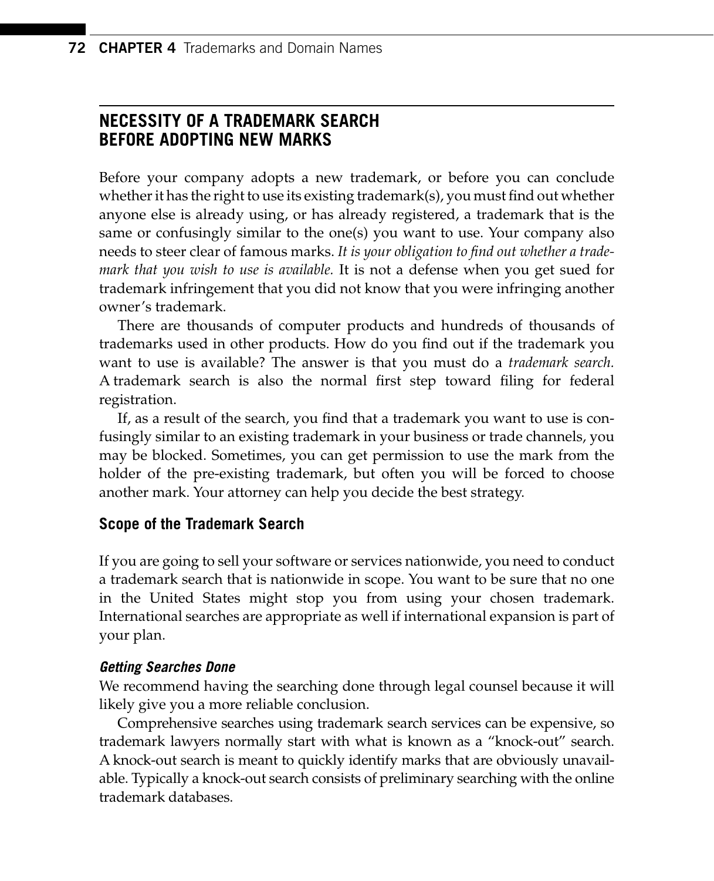## NECESSITY OF A TRADEMARK SEARCH BEFORE ADOPTING NEW MARKS

Before your company adopts a new trademark, or before you can conclude whether it has the right to use its existing trademark(s), you must find out whether anyone else is already using, or has already registered, a trademark that is the same or confusingly similar to the one(s) you want to use. Your company also needs to steer clear of famous marks. *It is your obligation to find out whether a trademark that you wish to use is available.* It is not a defense when you get sued for trademark infringement that you did not know that you were infringing another owner's trademark.

There are thousands of computer products and hundreds of thousands of trademarks used in other products. How do you find out if the trademark you want to use is available? The answer is that you must do a *trademark search.* A trademark search is also the normal first step toward filing for federal registration.

If, as a result of the search, you find that a trademark you want to use is confusingly similar to an existing trademark in your business or trade channels, you may be blocked. Sometimes, you can get permission to use the mark from the holder of the pre-existing trademark, but often you will be forced to choose another mark. Your attorney can help you decide the best strategy.

### Scope of the Trademark Search

If you are going to sell your software or services nationwide, you need to conduct a trademark search that is nationwide in scope. You want to be sure that no one in the United States might stop you from using your chosen trademark. International searches are appropriate as well if international expansion is part of your plan.

#### *Getting Searches Done*

We recommend having the searching done through legal counsel because it will likely give you a more reliable conclusion.

Comprehensive searches using trademark search services can be expensive, so trademark lawyers normally start with what is known as a "knock-out" search. A knock-out search is meant to quickly identify marks that are obviously unavailable. Typically a knock-out search consists of preliminary searching with the online trademark databases.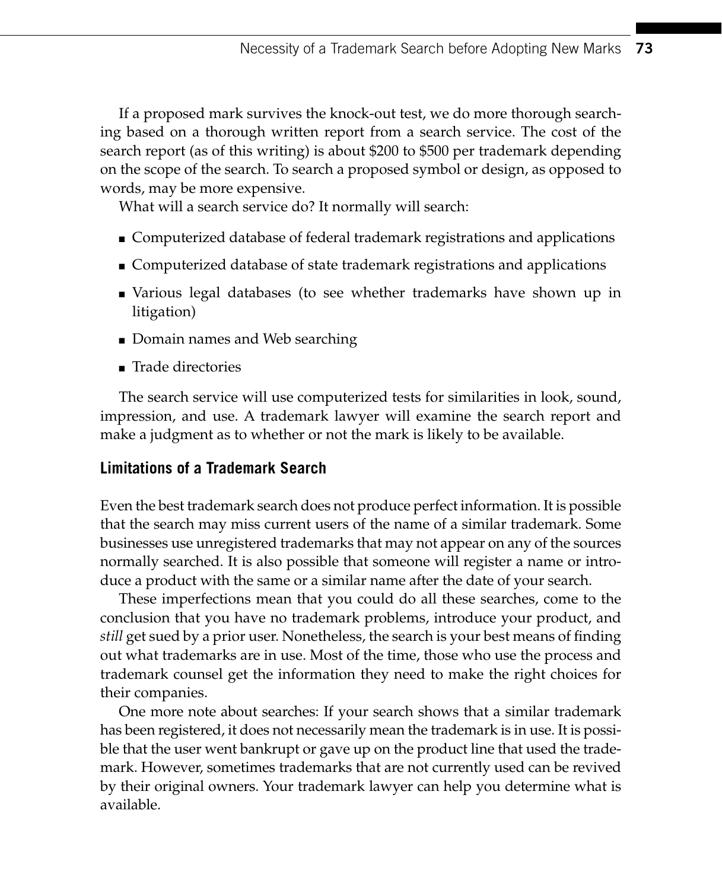If a proposed mark survives the knock-out test, we do more thorough searching based on a thorough written report from a search service. The cost of the search report (as of this writing) is about $200 to $500 per trademark depending on the scope of the search. To search a proposed symbol or design, as opposed to words, may be more expensive.

What will a search service do? It normally will search:

- Computerized database of federal trademark registrations and applications
- Computerized database of state trademark registrations and applications
- Various legal databases (to see whether trademarks have shown up in litigation)
- Domain names and Web searching
- Trade directories

The search service will use computerized tests for similarities in look, sound, impression, and use. A trademark lawyer will examine the search report and make a judgment as to whether or not the mark is likely to be available.

### Limitations of a Trademark Search

Even the best trademark search does not produce perfect information. It is possible that the search may miss current users of the name of a similar trademark. Some businesses use unregistered trademarks that may not appear on any of the sources normally searched. It is also possible that someone will register a name or introduce a product with the same or a similar name after the date of your search.

These imperfections mean that you could do all these searches, come to the conclusion that you have no trademark problems, introduce your product, and *still* get sued by a prior user. Nonetheless, the search is your best means of finding out what trademarks are in use. Most of the time, those who use the process and trademark counsel get the information they need to make the right choices for their companies.

One more note about searches: If your search shows that a similar trademark has been registered, it does not necessarily mean the trademark is in use. It is possible that the user went bankrupt or gave up on the product line that used the trademark. However, sometimes trademarks that are not currently used can be revived by their original owners. Your trademark lawyer can help you determine what is available.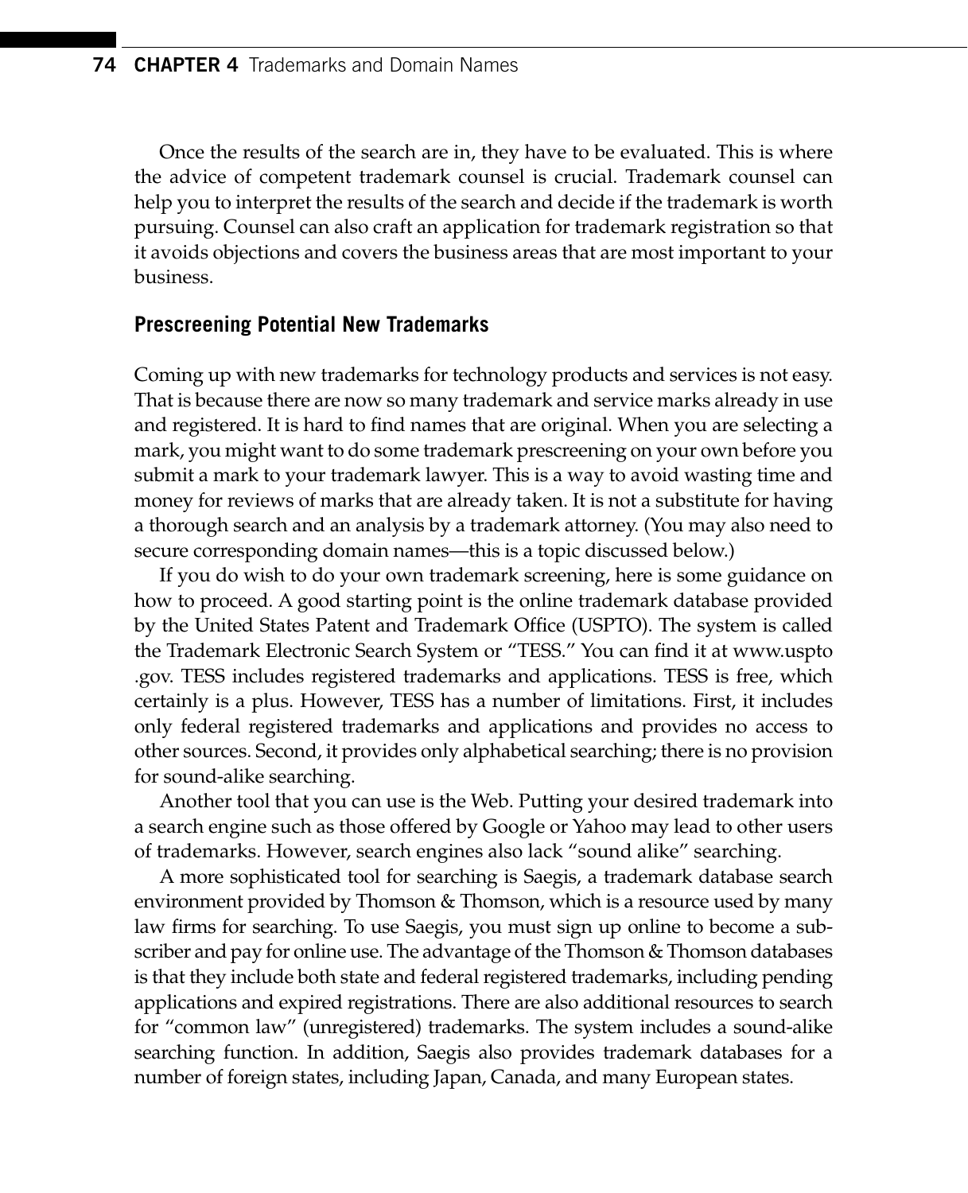Once the results of the search are in, they have to be evaluated. This is where the advice of competent trademark counsel is crucial. Trademark counsel can help you to interpret the results of the search and decide if the trademark is worth pursuing. Counsel can also craft an application for trademark registration so that it avoids objections and covers the business areas that are most important to your business.

### Prescreening Potential New Trademarks

Coming up with new trademarks for technology products and services is not easy. That is because there are now so many trademark and service marks already in use and registered. It is hard to find names that are original. When you are selecting a mark, you might want to do some trademark prescreening on your own before you submit a mark to your trademark lawyer. This is a way to avoid wasting time and money for reviews of marks that are already taken. It is not a substitute for having a thorough search and an analysis by a trademark attorney. (You may also need to secure corresponding domain names—this is a topic discussed below.)

If you do wish to do your own trademark screening, here is some guidance on how to proceed. A good starting point is the online trademark database provided by the United States Patent and Trademark Office (USPTO). The system is called the Trademark Electronic Search System or "TESS." You can find it at www.uspto.gov. TESS includes registered trademarks and applications. TESS is free, which certainly is a plus. However, TESS has a number of limitations. First, it includes only federal registered trademarks and applications and provides no access to other sources. Second, it provides only alphabetical searching; there is no provision for sound-alike searching.

Another tool that you can use is the Web. Putting your desired trademark into a search engine such as those offered by Google or Yahoo may lead to other users of trademarks. However, search engines also lack "sound alike" searching.

A more sophisticated tool for searching is Saegis, a trademark database search environment provided by Thomson & Thomson, which is a resource used by many law firms for searching. To use Saegis, you must sign up online to become a subscriber and pay for online use. The advantage of the Thomson & Thomson databases is that they include both state and federal registered trademarks, including pending applications and expired registrations. There are also additional resources to search for "common law" (unregistered) trademarks. The system includes a sound-alike searching function. In addition, Saegis also provides trademark databases for a number of foreign states, including Japan, Canada, and many European states.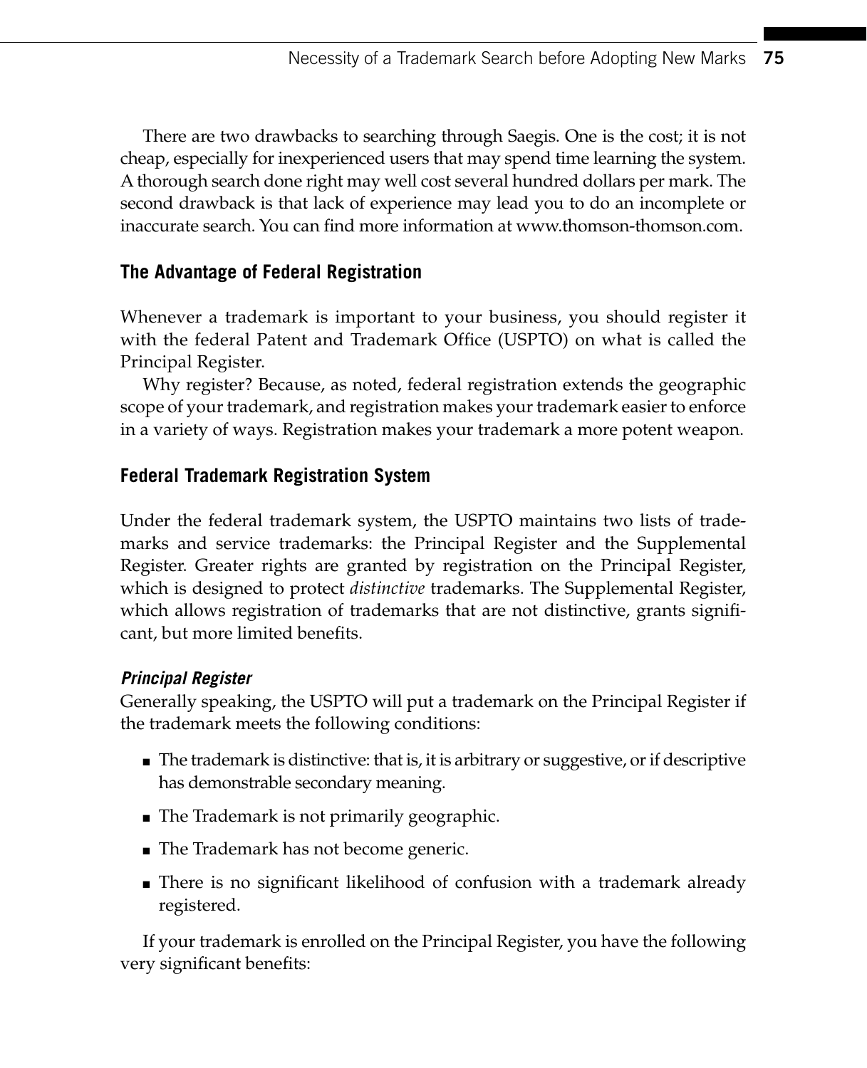There are two drawbacks to searching through Saegis. One is the cost; it is not cheap, especially for inexperienced users that may spend time learning the system. A thorough search done right may well cost several hundred dollars per mark. The second drawback is that lack of experience may lead you to do an incomplete or inaccurate search. You can find more information at www.thomson-thomson.com.

## The Advantage of Federal Registration

Whenever a trademark is important to your business, you should register it with the federal Patent and Trademark Office (USPTO) on what is called the Principal Register.

Why register? Because, as noted, federal registration extends the geographic scope of your trademark, and registration makes your trademark easier to enforce in a variety of ways. Registration makes your trademark a more potent weapon.

## Federal Trademark Registration System

Under the federal trademark system, the USPTO maintains two lists of trademarks and service trademarks: the Principal Register and the Supplemental Register. Greater rights are granted by registration on the Principal Register, which is designed to protect *distinctive* trademarks. The Supplemental Register, which allows registration of trademarks that are not distinctive, grants significant, but more limited benefits.

### *Principal Register*

Generally speaking, the USPTO will put a trademark on the Principal Register if the trademark meets the following conditions:

- The trademark is distinctive: that is, it is arbitrary or suggestive, or if descriptive has demonstrable secondary meaning.
- The Trademark is not primarily geographic.
- The Trademark has not become generic.
- There is no significant likelihood of confusion with a trademark already registered.

If your trademark is enrolled on the Principal Register, you have the following very significant benefits: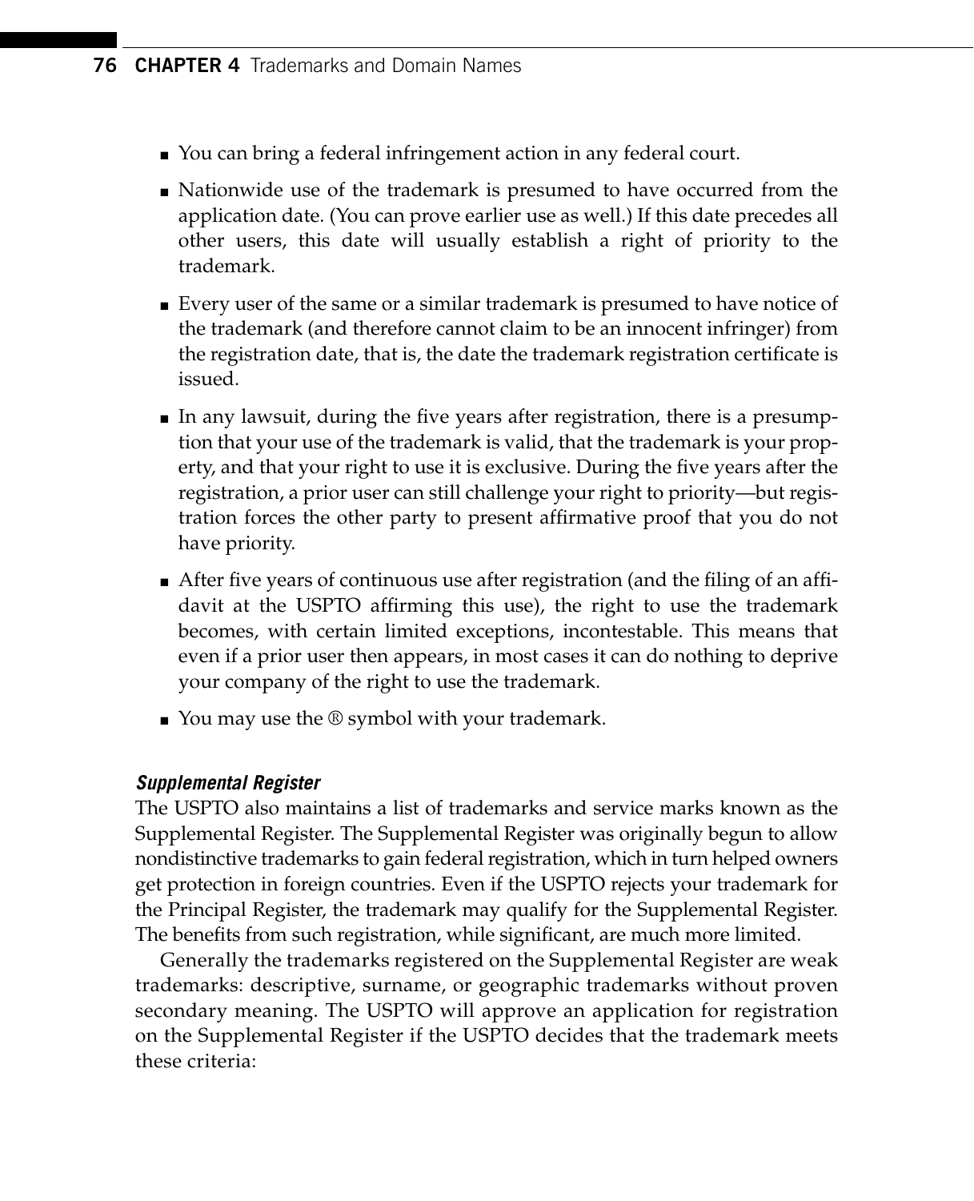- You can bring a federal infringement action in any federal court.
- Nationwide use of the trademark is presumed to have occurred from the application date. (You can prove earlier use as well.) If this date precedes all other users, this date will usually establish a right of priority to the trademark.
- Every user of the same or a similar trademark is presumed to have notice of the trademark (and therefore cannot claim to be an innocent infringer) from the registration date, that is, the date the trademark registration certificate is issued.
- In any lawsuit, during the five years after registration, there is a presumption that your use of the trademark is valid, that the trademark is your property, and that your right to use it is exclusive. During the five years after the registration, a prior user can still challenge your right to priority—but registration forces the other party to present affirmative proof that you do not have priority.
- After five years of continuous use after registration (and the filing of an affidavit at the USPTO affirming this use), the right to use the trademark becomes, with certain limited exceptions, incontestable. This means that even if a prior user then appears, in most cases it can do nothing to deprive your company of the right to use the trademark.
- You may use the ® symbol with your trademark.

#### *Supplemental Register*

The USPTO also maintains a list of trademarks and service marks known as the Supplemental Register. The Supplemental Register was originally begun to allow nondistinctive trademarks to gain federal registration, which in turn helped owners get protection in foreign countries. Even if the USPTO rejects your trademark for the Principal Register, the trademark may qualify for the Supplemental Register. The benefits from such registration, while significant, are much more limited.

Generally the trademarks registered on the Supplemental Register are weak trademarks: descriptive, surname, or geographic trademarks without proven secondary meaning. The USPTO will approve an application for registration on the Supplemental Register if the USPTO decides that the trademark meets these criteria: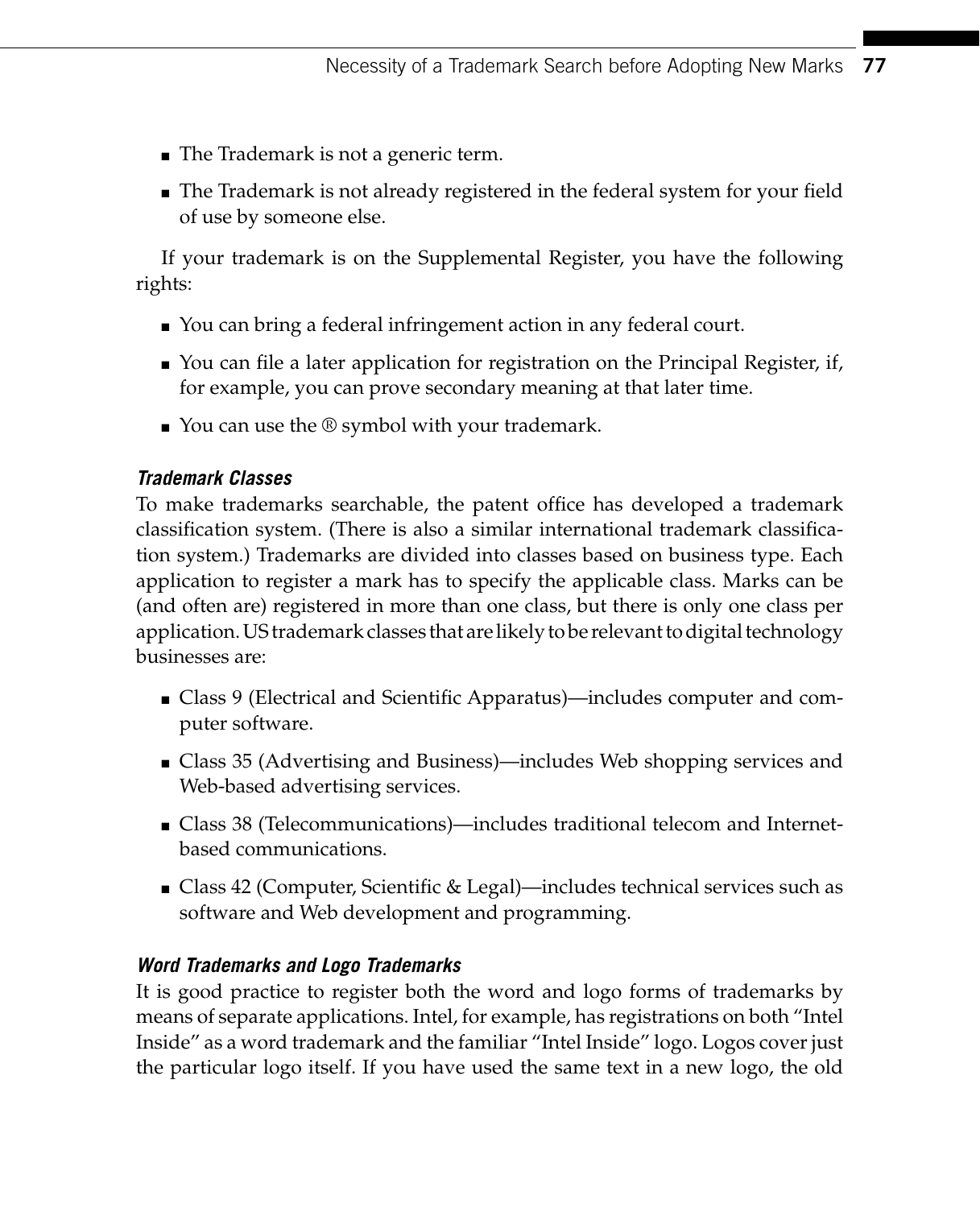- The Trademark is not a generic term.
- The Trademark is not already registered in the federal system for your field of use by someone else.

If your trademark is on the Supplemental Register, you have the following rights:

- You can bring a federal infringement action in any federal court.
- You can file a later application for registration on the Principal Register, if, for example, you can prove secondary meaning at that later time.
- You can use the ® symbol with your trademark.

### *Trademark Classes*

To make trademarks searchable, the patent office has developed a trademark classification system. (There is also a similar international trademark classification system.) Trademarks are divided into classes based on business type. Each application to register a mark has to specify the applicable class. Marks can be (and often are) registered in more than one class, but there is only one class per application. US trademark classes that are likely to be relevant to digital technology businesses are:

- Class 9 (Electrical and Scientific Apparatus)—includes computer and computer software.
- Class 35 (Advertising and Business)—includes Web shopping services and Web-based advertising services.
- Class 38 (Telecommunications)—includes traditional telecom and Internet-based communications.
- Class 42 (Computer, Scientific & Legal)—includes technical services such as software and Web development and programming.

### *Word Trademarks and Logo Trademarks*

It is good practice to register both the word and logo forms of trademarks by means of separate applications. Intel, for example, has registrations on both "Intel Inside" as a word trademark and the familiar "Intel Inside" logo. Logos cover just the particular logo itself. If you have used the same text in a new logo, the old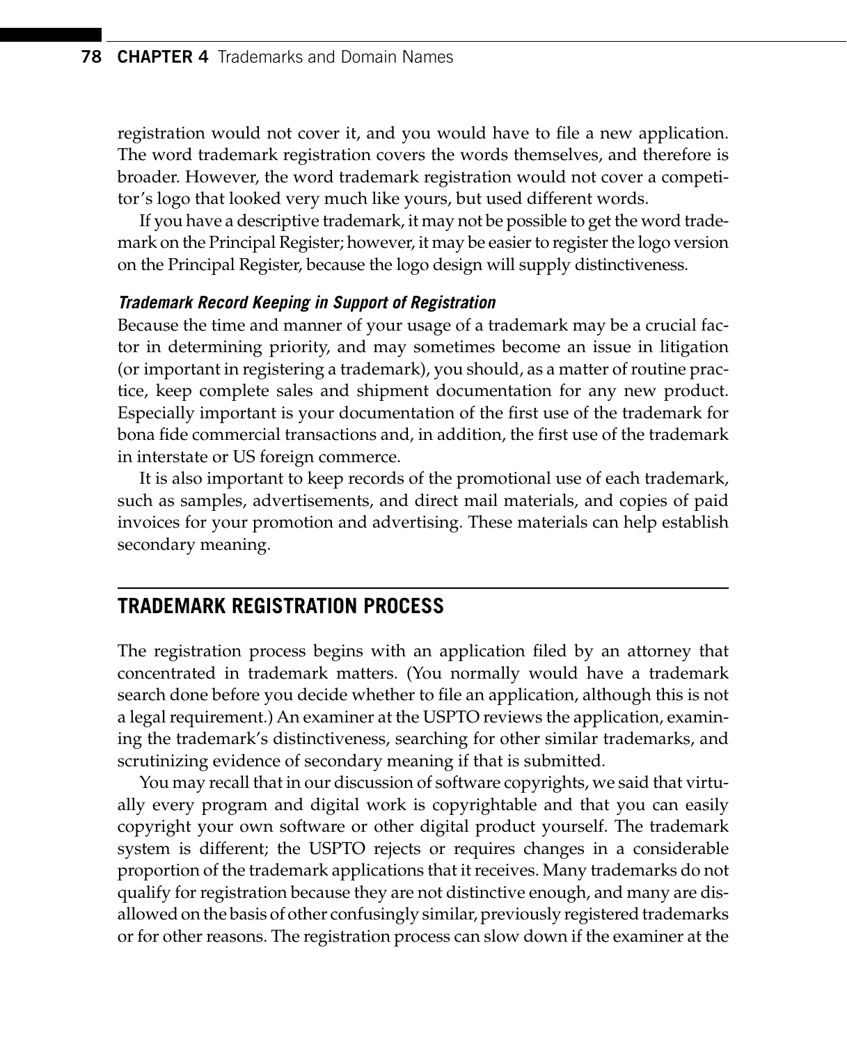registration would not cover it, and you would have to file a new application. The word trademark registration covers the words themselves, and therefore is broader. However, the word trademark registration would not cover a competitor's logo that looked very much like yours, but used different words.

If you have a descriptive trademark, it may not be possible to get the word trademark on the Principal Register; however, it may be easier to register the logo version on the Principal Register, because the logo design will supply distinctiveness.

#### *Trademark Record Keeping in Support of Registration*

Because the time and manner of your usage of a trademark may be a crucial factor in determining priority, and may sometimes become an issue in litigation (or important in registering a trademark), you should, as a matter of routine practice, keep complete sales and shipment documentation for any new product. Especially important is your documentation of the first use of the trademark for bona fide commercial transactions and, in addition, the first use of the trademark in interstate or US foreign commerce.

It is also important to keep records of the promotional use of each trademark, such as samples, advertisements, and direct mail materials, and copies of paid invoices for your promotion and advertising. These materials can help establish secondary meaning.

## TRADEMARK REGISTRATION PROCESS

The registration process begins with an application filed by an attorney that concentrated in trademark matters. (You normally would have a trademark search done before you decide whether to file an application, although this is not a legal requirement.) An examiner at the USPTO reviews the application, examining the trademark's distinctiveness, searching for other similar trademarks, and scrutinizing evidence of secondary meaning if that is submitted.

You may recall that in our discussion of software copyrights, we said that virtually every program and digital work is copyrightable and that you can easily copyright your own software or other digital product yourself. The trademark system is different; the USPTO rejects or requires changes in a considerable proportion of the trademark applications that it receives. Many trademarks do not qualify for registration because they are not distinctive enough, and many are disallowed on the basis of other confusingly similar, previously registered trademarks or for other reasons. The registration process can slow down if the examiner at the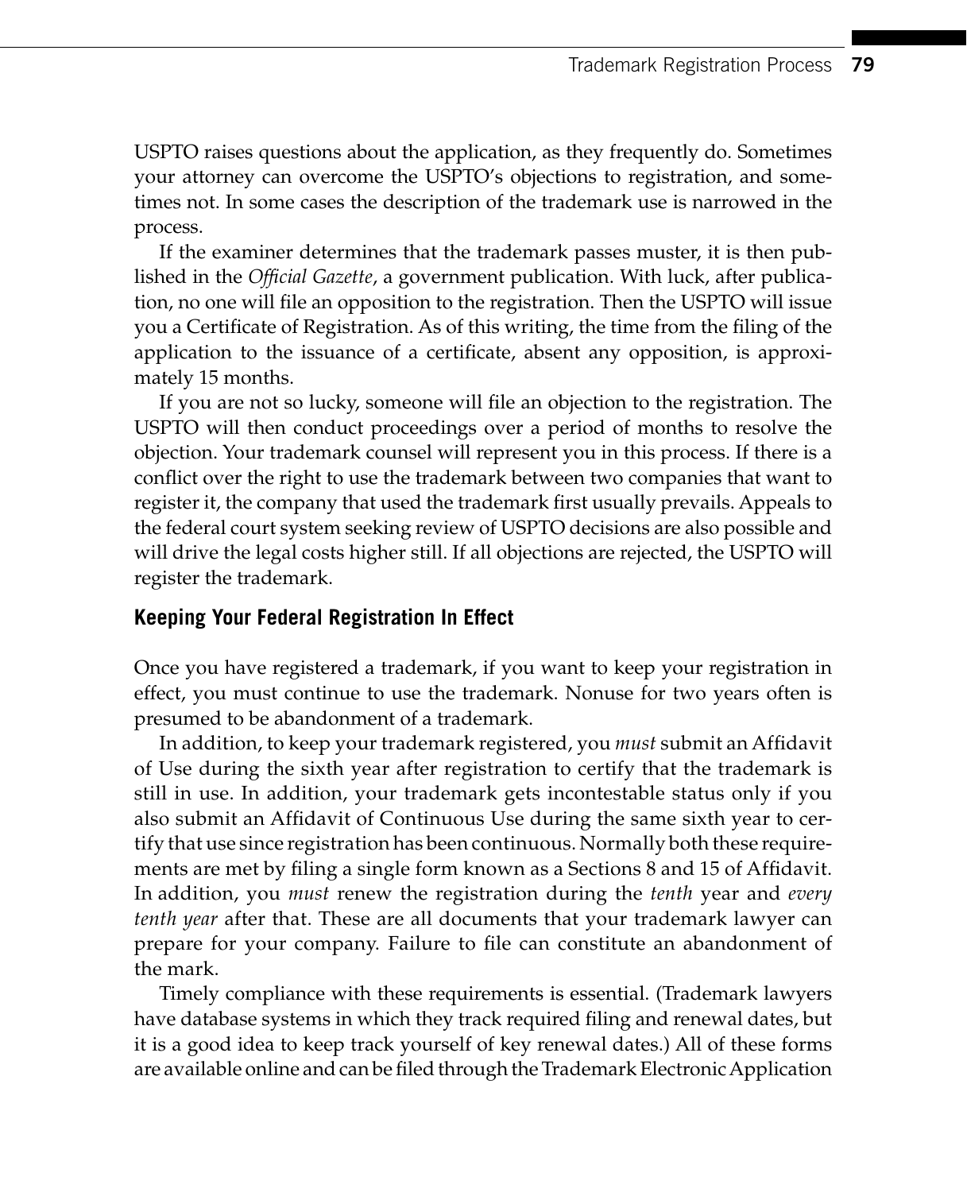USPTO raises questions about the application, as they frequently do. Sometimes your attorney can overcome the USPTO's objections to registration, and sometimes not. In some cases the description of the trademark use is narrowed in the process.

If the examiner determines that the trademark passes muster, it is then published in the *Official Gazette*, a government publication. With luck, after publication, no one will file an opposition to the registration. Then the USPTO will issue you a Certificate of Registration. As of this writing, the time from the filing of the application to the issuance of a certificate, absent any opposition, is approximately 15 months.

If you are not so lucky, someone will file an objection to the registration. The USPTO will then conduct proceedings over a period of months to resolve the objection. Your trademark counsel will represent you in this process. If there is a conflict over the right to use the trademark between two companies that want to register it, the company that used the trademark first usually prevails. Appeals to the federal court system seeking review of USPTO decisions are also possible and will drive the legal costs higher still. If all objections are rejected, the USPTO will register the trademark.

### Keeping Your Federal Registration In Effect

Once you have registered a trademark, if you want to keep your registration in effect, you must continue to use the trademark. Nonuse for two years often is presumed to be abandonment of a trademark.

In addition, to keep your trademark registered, you *must* submit an Affidavit of Use during the sixth year after registration to certify that the trademark is still in use. In addition, your trademark gets incontestable status only if you also submit an Affidavit of Continuous Use during the same sixth year to certify that use since registration has been continuous. Normally both these requirements are met by filing a single form known as a Sections 8 and 15 of Affidavit. In addition, you *must* renew the registration during the *tenth* year and *every tenth year* after that. These are all documents that your trademark lawyer can prepare for your company. Failure to file can constitute an abandonment of the mark.

Timely compliance with these requirements is essential. (Trademark lawyers have database systems in which they track required filing and renewal dates, but it is a good idea to keep track yourself of key renewal dates.) All of these forms are available online and can be filed through the Trademark Electronic Application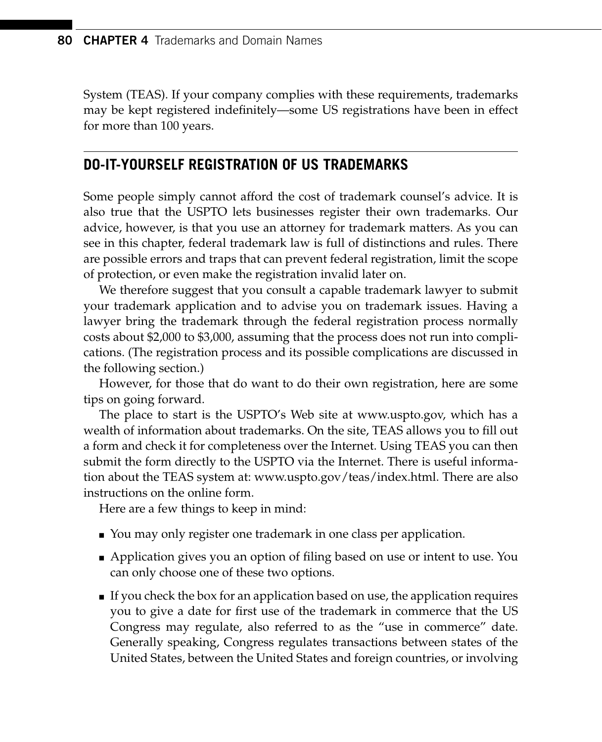System (TEAS). If your company complies with these requirements, trademarks may be kept registered indefinitely—some US registrations have been in effect for more than 100 years.

## DO-IT-YOURSELF REGISTRATION OF US TRADEMARKS

Some people simply cannot afford the cost of trademark counsel's advice. It is also true that the USPTO lets businesses register their own trademarks. Our advice, however, is that you use an attorney for trademark matters. As you can see in this chapter, federal trademark law is full of distinctions and rules. There are possible errors and traps that can prevent federal registration, limit the scope of protection, or even make the registration invalid later on.

We therefore suggest that you consult a capable trademark lawyer to submit your trademark application and to advise you on trademark issues. Having a lawyer bring the trademark through the federal registration process normally costs about $2,000 to $3,000, assuming that the process does not run into complications. (The registration process and its possible complications are discussed in the following section.)

However, for those that do want to do their own registration, here are some tips on going forward.

The place to start is the USPTO's Web site at www.uspto.gov, which has a wealth of information about trademarks. On the site, TEAS allows you to fill out a form and check it for completeness over the Internet. Using TEAS you can then submit the form directly to the USPTO via the Internet. There is useful information about the TEAS system at: www.uspto.gov/teas/index.html. There are also instructions on the online form.

Here are a few things to keep in mind:

- You may only register one trademark in one class per application.
- Application gives you an option of filing based on use or intent to use. You can only choose one of these two options.
- If you check the box for an application based on use, the application requires you to give a date for first use of the trademark in commerce that the US Congress may regulate, also referred to as the "use in commerce" date. Generally speaking, Congress regulates transactions between states of the United States, between the United States and foreign countries, or involving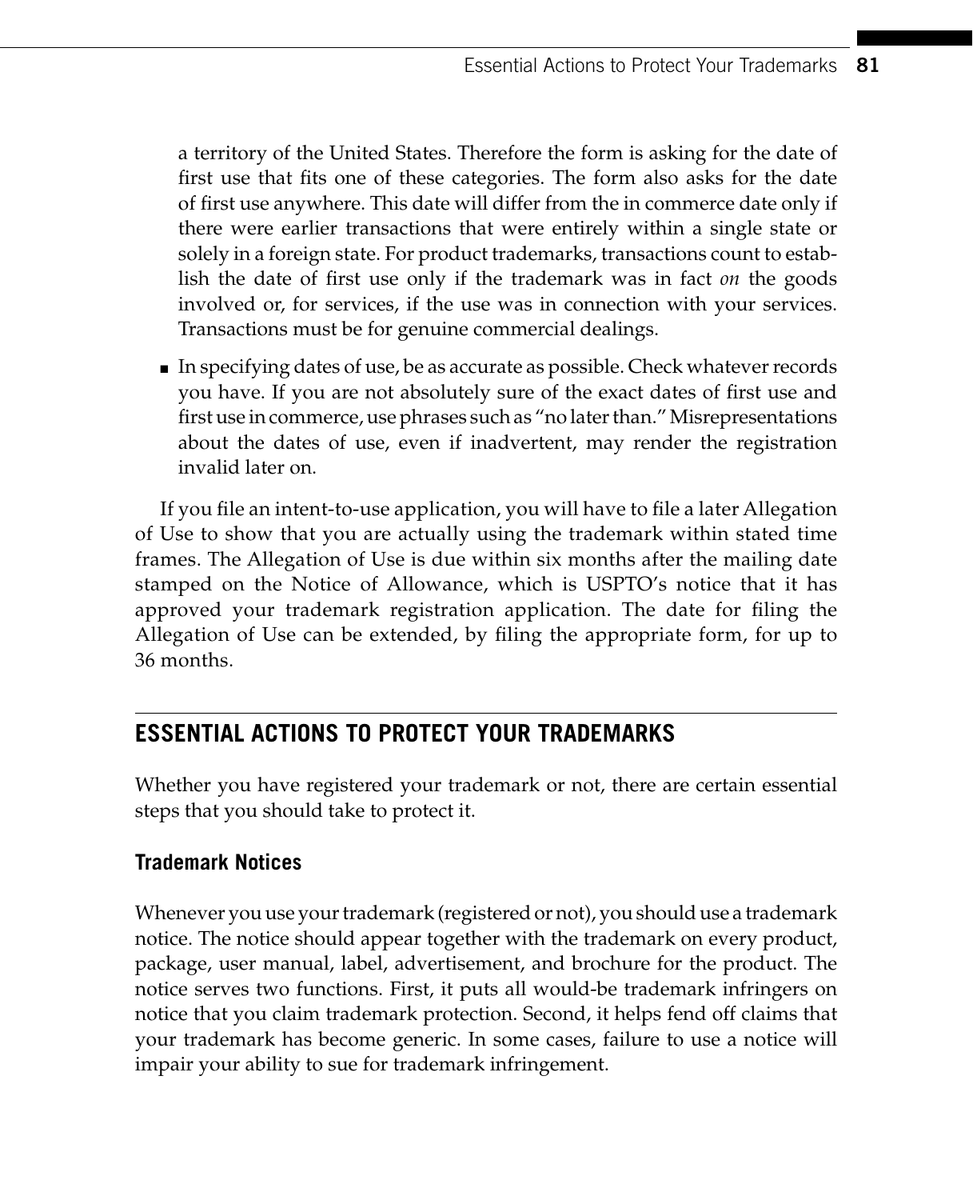a territory of the United States. Therefore the form is asking for the date of first use that fits one of these categories. The form also asks for the date of first use anywhere. This date will differ from the in commerce date only if there were earlier transactions that were entirely within a single state or solely in a foreign state. For product trademarks, transactions count to establish the date of first use only if the trademark was in fact *on* the goods involved or, for services, if the use was in connection with your services. Transactions must be for genuine commercial dealings.

- In specifying dates of use, be as accurate as possible. Check whatever records you have. If you are not absolutely sure of the exact dates of first use and first use in commerce, use phrases such as "no later than." Misrepresentations about the dates of use, even if inadvertent, may render the registration invalid later on.

If you file an intent-to-use application, you will have to file a later Allegation of Use to show that you are actually using the trademark within stated time frames. The Allegation of Use is due within six months after the mailing date stamped on the Notice of Allowance, which is USPTO's notice that it has approved your trademark registration application. The date for filing the Allegation of Use can be extended, by filing the appropriate form, for up to 36 months.

## ESSENTIAL ACTIONS TO PROTECT YOUR TRADEMARKS

Whether you have registered your trademark or not, there are certain essential steps that you should take to protect it.

### Trademark Notices

Whenever you use your trademark (registered or not), you should use a trademark notice. The notice should appear together with the trademark on every product, package, user manual, label, advertisement, and brochure for the product. The notice serves two functions. First, it puts all would-be trademark infringers on notice that you claim trademark protection. Second, it helps fend off claims that your trademark has become generic. In some cases, failure to use a notice will impair your ability to sue for trademark infringement.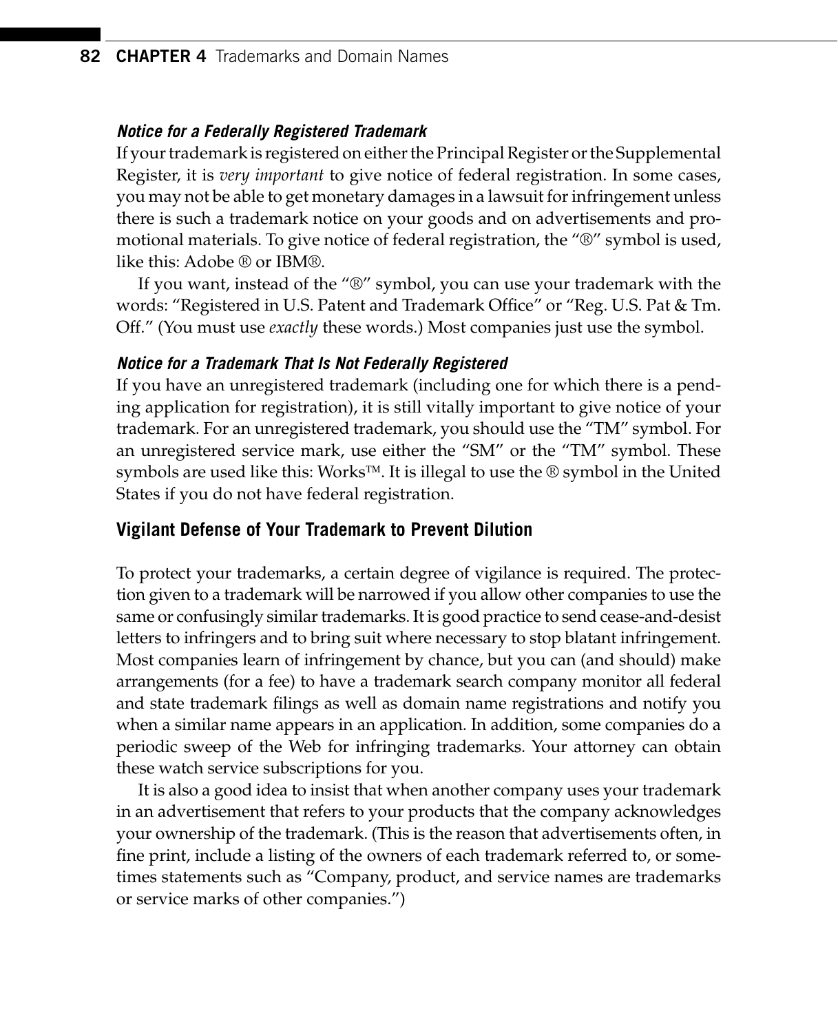#### *Notice for a Federally Registered Trademark*

If your trademark is registered on either the Principal Register or the Supplemental Register, it is *very important* to give notice of federal registration. In some cases, you may not be able to get monetary damages in a lawsuit for infringement unless there is such a trademark notice on your goods and on advertisements and promotional materials. To give notice of federal registration, the "®" symbol is used, like this: Adobe ® or IBM®.

If you want, instead of the "®" symbol, you can use your trademark with the words: "Registered in U.S. Patent and Trademark Office" or "Reg. U.S. Pat & Tm. Off." (You must use *exactly* these words.) Most companies just use the symbol.

#### *Notice for a Trademark That Is Not Federally Registered*

If you have an unregistered trademark (including one for which there is a pending application for registration), it is still vitally important to give notice of your trademark. For an unregistered trademark, you should use the "TM" symbol. For an unregistered service mark, use either the "SM" or the "TM" symbol. These symbols are used like this: Works™. It is illegal to use the ® symbol in the United States if you do not have federal registration.

### Vigilant Defense of Your Trademark to Prevent Dilution

To protect your trademarks, a certain degree of vigilance is required. The protection given to a trademark will be narrowed if you allow other companies to use the same or confusingly similar trademarks. It is good practice to send cease-and-desist letters to infringers and to bring suit where necessary to stop blatant infringement. Most companies learn of infringement by chance, but you can (and should) make arrangements (for a fee) to have a trademark search company monitor all federal and state trademark filings as well as domain name registrations and notify you when a similar name appears in an application. In addition, some companies do a periodic sweep of the Web for infringing trademarks. Your attorney can obtain these watch service subscriptions for you.

It is also a good idea to insist that when another company uses your trademark in an advertisement that refers to your products that the company acknowledges your ownership of the trademark. (This is the reason that advertisements often, in fine print, include a listing of the owners of each trademark referred to, or sometimes statements such as "Company, product, and service names are trademarks or service marks of other companies.")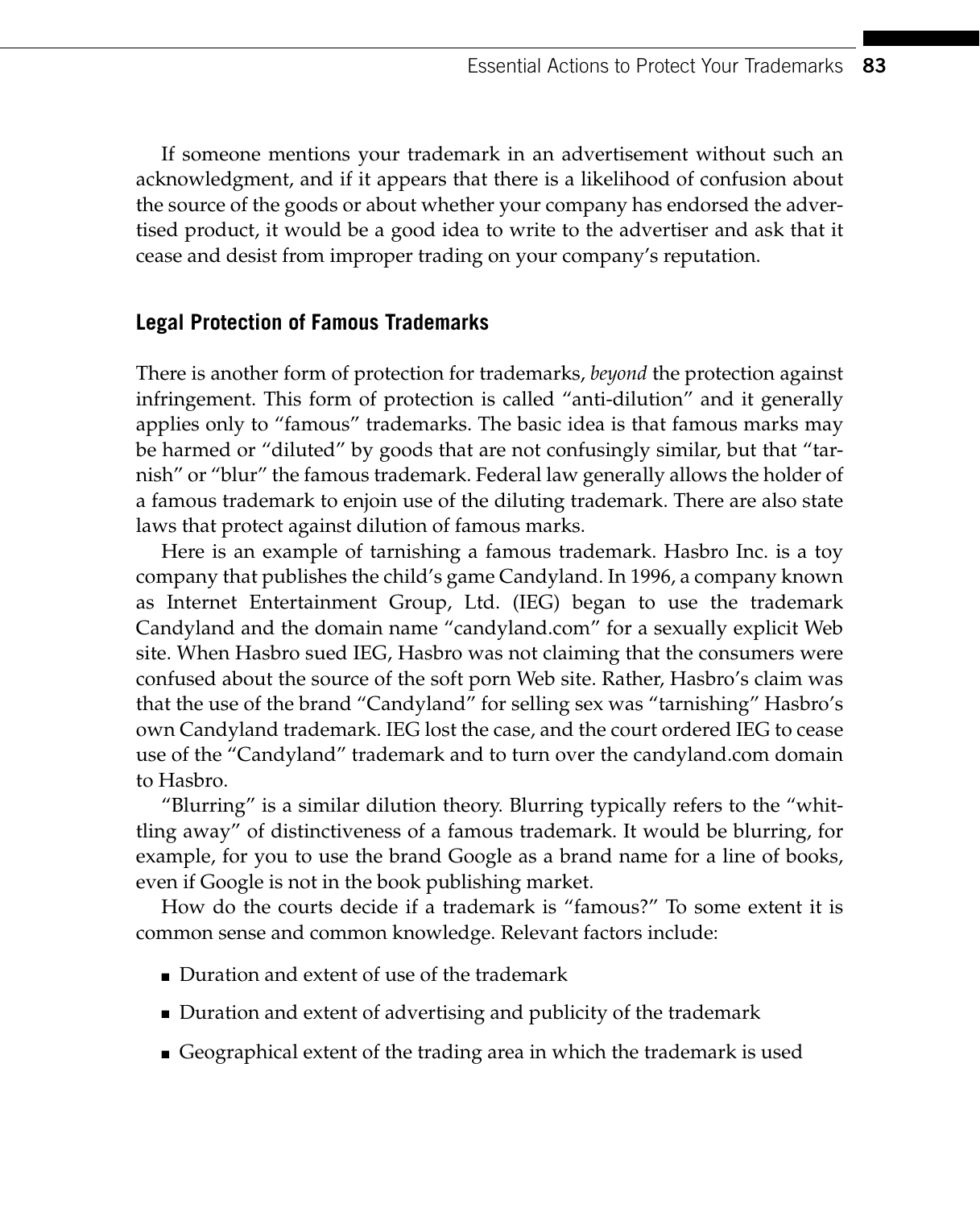If someone mentions your trademark in an advertisement without such an acknowledgment, and if it appears that there is a likelihood of confusion about the source of the goods or about whether your company has endorsed the advertised product, it would be a good idea to write to the advertiser and ask that it cease and desist from improper trading on your company's reputation.

### Legal Protection of Famous Trademarks

There is another form of protection for trademarks, *beyond* the protection against infringement. This form of protection is called "anti-dilution" and it generally applies only to "famous" trademarks. The basic idea is that famous marks may be harmed or "diluted" by goods that are not confusingly similar, but that "tarnish" or "blur" the famous trademark. Federal law generally allows the holder of a famous trademark to enjoin use of the diluting trademark. There are also state laws that protect against dilution of famous marks.

Here is an example of tarnishing a famous trademark. Hasbro Inc. is a toy company that publishes the child's game Candyland. In 1996, a company known as Internet Entertainment Group, Ltd. (IEG) began to use the trademark Candyland and the domain name "candyland.com" for a sexually explicit Web site. When Hasbro sued IEG, Hasbro was not claiming that the consumers were confused about the source of the soft porn Web site. Rather, Hasbro's claim was that the use of the brand "Candyland" for selling sex was "tarnishing" Hasbro's own Candyland trademark. IEG lost the case, and the court ordered IEG to cease use of the "Candyland" trademark and to turn over the candyland.com domain to Hasbro.

"Blurring" is a similar dilution theory. Blurring typically refers to the "whittling away" of distinctiveness of a famous trademark. It would be blurring, for example, for you to use the brand Google as a brand name for a line of books, even if Google is not in the book publishing market.

How do the courts decide if a trademark is "famous?" To some extent it is common sense and common knowledge. Relevant factors include:

- Duration and extent of use of the trademark
- Duration and extent of advertising and publicity of the trademark
- Geographical extent of the trading area in which the trademark is used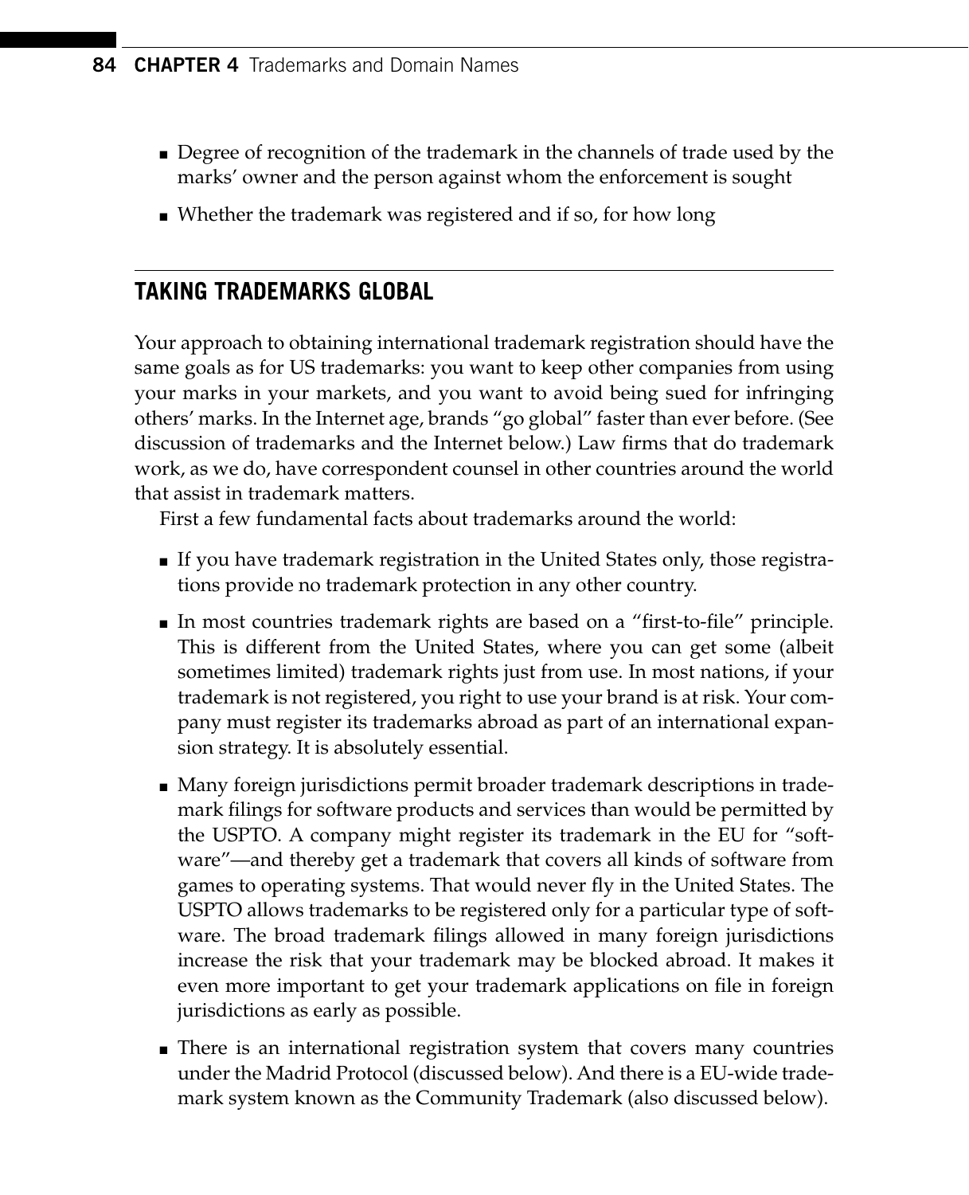- Degree of recognition of the trademark in the channels of trade used by the marks' owner and the person against whom the enforcement is sought
- Whether the trademark was registered and if so, for how long

## TAKING TRADEMARKS GLOBAL

Your approach to obtaining international trademark registration should have the same goals as for US trademarks: you want to keep other companies from using your marks in your markets, and you want to avoid being sued for infringing others' marks. In the Internet age, brands "go global" faster than ever before. (See discussion of trademarks and the Internet below.) Law firms that do trademark work, as we do, have correspondent counsel in other countries around the world that assist in trademark matters.

First a few fundamental facts about trademarks around the world:

- If you have trademark registration in the United States only, those registrations provide no trademark protection in any other country.
- In most countries trademark rights are based on a "first-to-file" principle. This is different from the United States, where you can get some (albeit sometimes limited) trademark rights just from use. In most nations, if your trademark is not registered, you right to use your brand is at risk. Your company must register its trademarks abroad as part of an international expansion strategy. It is absolutely essential.
- Many foreign jurisdictions permit broader trademark descriptions in trademark filings for software products and services than would be permitted by the USPTO. A company might register its trademark in the EU for "software"—and thereby get a trademark that covers all kinds of software from games to operating systems. That would never fly in the United States. The USPTO allows trademarks to be registered only for a particular type of software. The broad trademark filings allowed in many foreign jurisdictions increase the risk that your trademark may be blocked abroad. It makes it even more important to get your trademark applications on file in foreign jurisdictions as early as possible.
- There is an international registration system that covers many countries under the Madrid Protocol (discussed below). And there is a EU-wide trademark system known as the Community Trademark (also discussed below).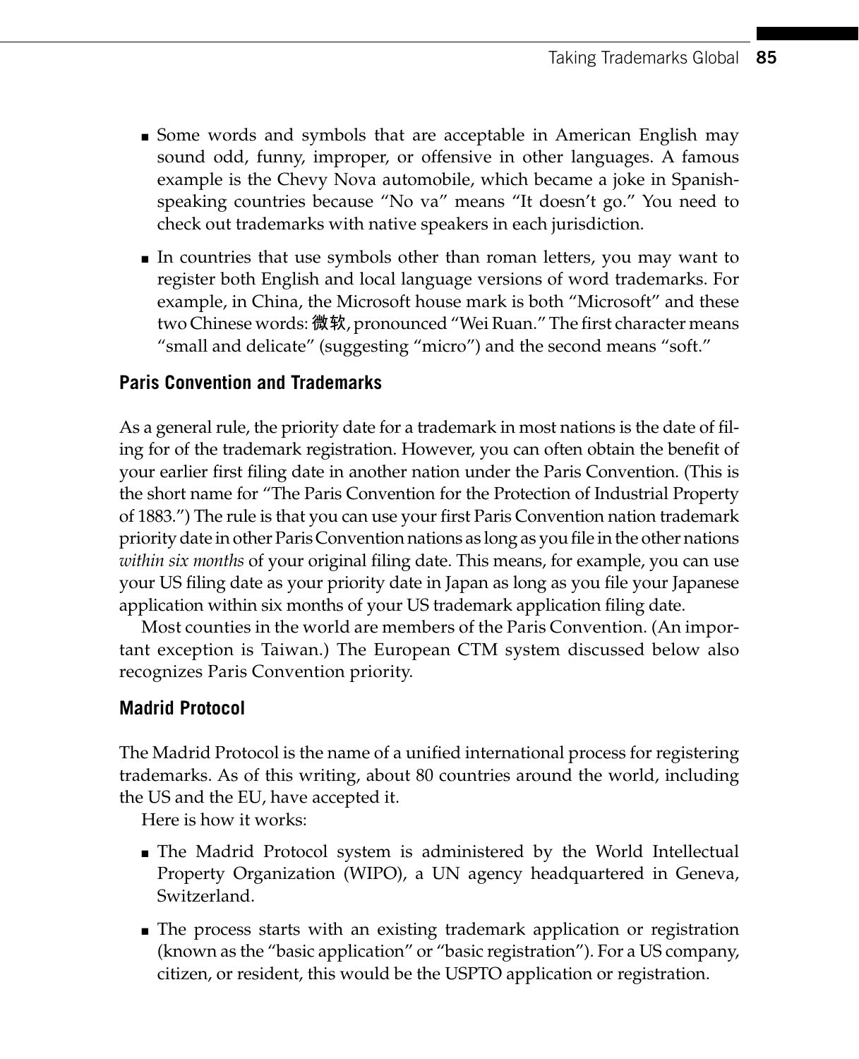- Some words and symbols that are acceptable in American English may sound odd, funny, improper, or offensive in other languages. A famous example is the Chevy Nova automobile, which became a joke in Spanish-speaking countries because "No va" means "It doesn't go." You need to check out trademarks with native speakers in each jurisdiction.
- In countries that use symbols other than roman letters, you may want to register both English and local language versions of word trademarks. For example, in China, the Microsoft house mark is both "Microsoft" and these two Chinese words: 微软, pronounced "Wei Ruan." The first character means "small and delicate" (suggesting "micro") and the second means "soft."

### Paris Convention and Trademarks

As a general rule, the priority date for a trademark in most nations is the date of filing for of the trademark registration. However, you can often obtain the benefit of your earlier first filing date in another nation under the Paris Convention. (This is the short name for "The Paris Convention for the Protection of Industrial Property of 1883.") The rule is that you can use your first Paris Convention nation trademark priority date in other Paris Convention nations as long as you file in the other nations *within six months* of your original filing date. This means, for example, you can use your US filing date as your priority date in Japan as long as you file your Japanese application within six months of your US trademark application filing date.

Most counties in the world are members of the Paris Convention. (An important exception is Taiwan.) The European CTM system discussed below also recognizes Paris Convention priority.

### Madrid Protocol

The Madrid Protocol is the name of a unified international process for registering trademarks. As of this writing, about 80 countries around the world, including the US and the EU, have accepted it.

Here is how it works:

- The Madrid Protocol system is administered by the World Intellectual Property Organization (WIPO), a UN agency headquartered in Geneva, Switzerland.
- The process starts with an existing trademark application or registration (known as the "basic application" or "basic registration"). For a US company, citizen, or resident, this would be the USPTO application or registration.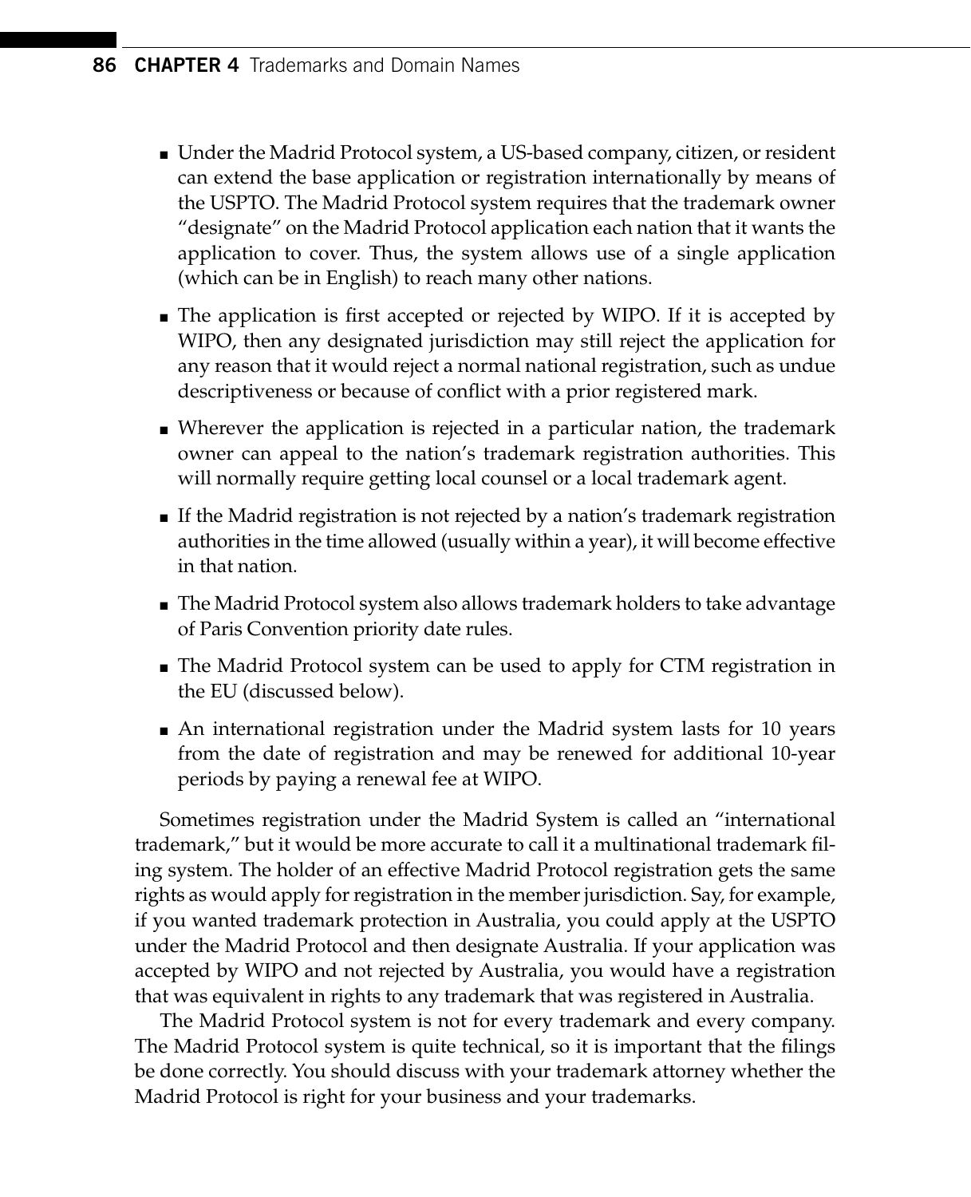- Under the Madrid Protocol system, a US-based company, citizen, or resident can extend the base application or registration internationally by means of the USPTO. The Madrid Protocol system requires that the trademark owner "designate" on the Madrid Protocol application each nation that it wants the application to cover. Thus, the system allows use of a single application (which can be in English) to reach many other nations.
- The application is first accepted or rejected by WIPO. If it is accepted by WIPO, then any designated jurisdiction may still reject the application for any reason that it would reject a normal national registration, such as undue descriptiveness or because of conflict with a prior registered mark.
- Wherever the application is rejected in a particular nation, the trademark owner can appeal to the nation's trademark registration authorities. This will normally require getting local counsel or a local trademark agent.
- If the Madrid registration is not rejected by a nation's trademark registration authorities in the time allowed (usually within a year), it will become effective in that nation.
- The Madrid Protocol system also allows trademark holders to take advantage of Paris Convention priority date rules.
- The Madrid Protocol system can be used to apply for CTM registration in the EU (discussed below).
- An international registration under the Madrid system lasts for 10 years from the date of registration and may be renewed for additional 10-year periods by paying a renewal fee at WIPO.

Sometimes registration under the Madrid System is called an "international trademark," but it would be more accurate to call it a multinational trademark filing system. The holder of an effective Madrid Protocol registration gets the same rights as would apply for registration in the member jurisdiction. Say, for example, if you wanted trademark protection in Australia, you could apply at the USPTO under the Madrid Protocol and then designate Australia. If your application was accepted by WIPO and not rejected by Australia, you would have a registration that was equivalent in rights to any trademark that was registered in Australia.

The Madrid Protocol system is not for every trademark and every company. The Madrid Protocol system is quite technical, so it is important that the filings be done correctly. You should discuss with your trademark attorney whether the Madrid Protocol is right for your business and your trademarks.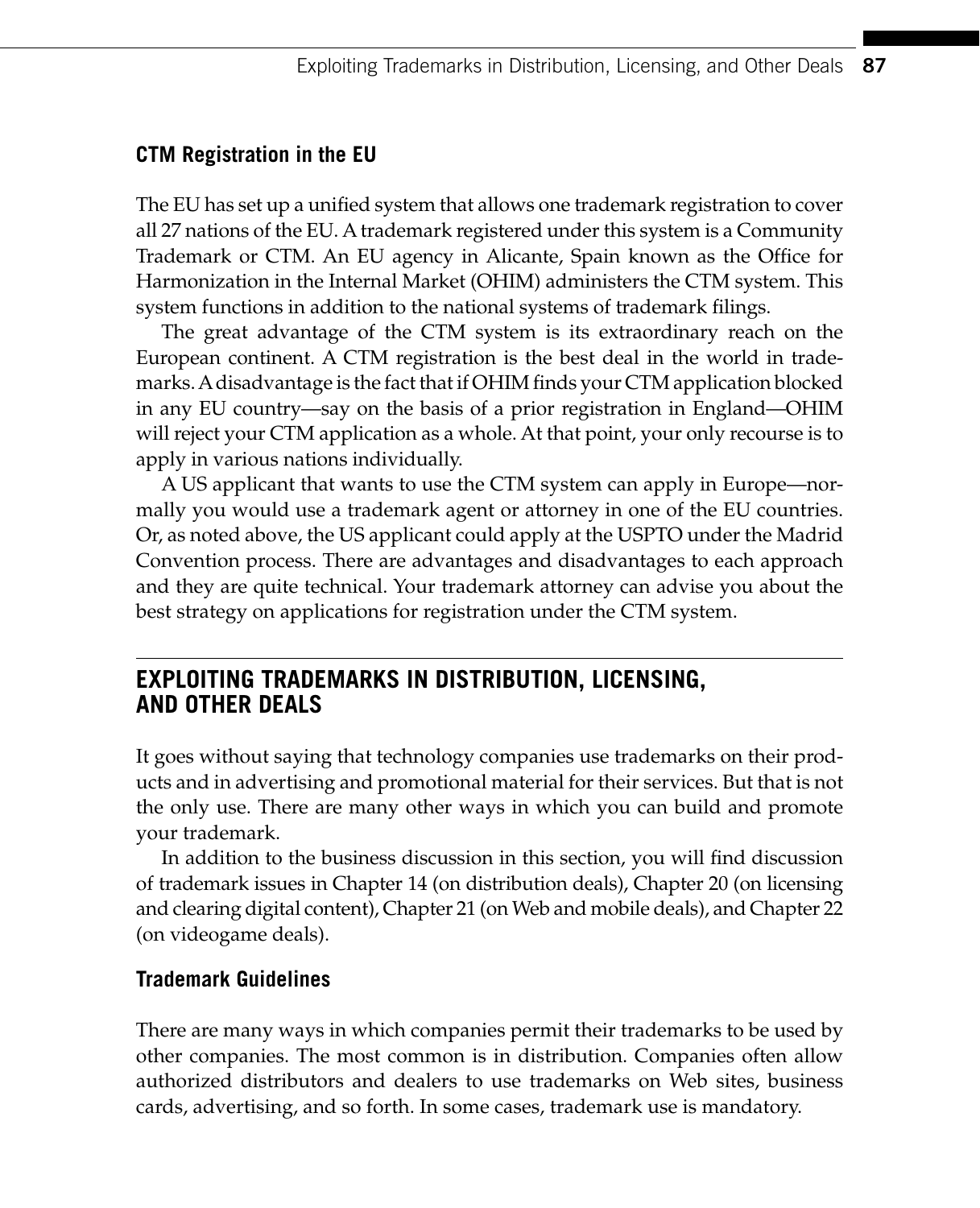### CTM Registration in the EU

The EU has set up a unified system that allows one trademark registration to cover all 27 nations of the EU. A trademark registered under this system is a Community Trademark or CTM. An EU agency in Alicante, Spain known as the Office for Harmonization in the Internal Market (OHIM) administers the CTM system. This system functions in addition to the national systems of trademark filings.

The great advantage of the CTM system is its extraordinary reach on the European continent. A CTM registration is the best deal in the world in trademarks. A disadvantage is the fact that if OHIM finds your CTM application blocked in any EU country—say on the basis of a prior registration in England—OHIM will reject your CTM application as a whole. At that point, your only recourse is to apply in various nations individually.

A US applicant that wants to use the CTM system can apply in Europe—normally you would use a trademark agent or attorney in one of the EU countries. Or, as noted above, the US applicant could apply at the USPTO under the Madrid Convention process. There are advantages and disadvantages to each approach and they are quite technical. Your trademark attorney can advise you about the best strategy on applications for registration under the CTM system.

## EXPLOITING TRADEMARKS IN DISTRIBUTION, LICENSING, AND OTHER DEALS

It goes without saying that technology companies use trademarks on their products and in advertising and promotional material for their services. But that is not the only use. There are many other ways in which you can build and promote your trademark.

In addition to the business discussion in this section, you will find discussion of trademark issues in Chapter 14 (on distribution deals), Chapter 20 (on licensing and clearing digital content), Chapter 21 (on Web and mobile deals), and Chapter 22 (on videogame deals).

### Trademark Guidelines

There are many ways in which companies permit their trademarks to be used by other companies. The most common is in distribution. Companies often allow authorized distributors and dealers to use trademarks on Web sites, business cards, advertising, and so forth. In some cases, trademark use is mandatory.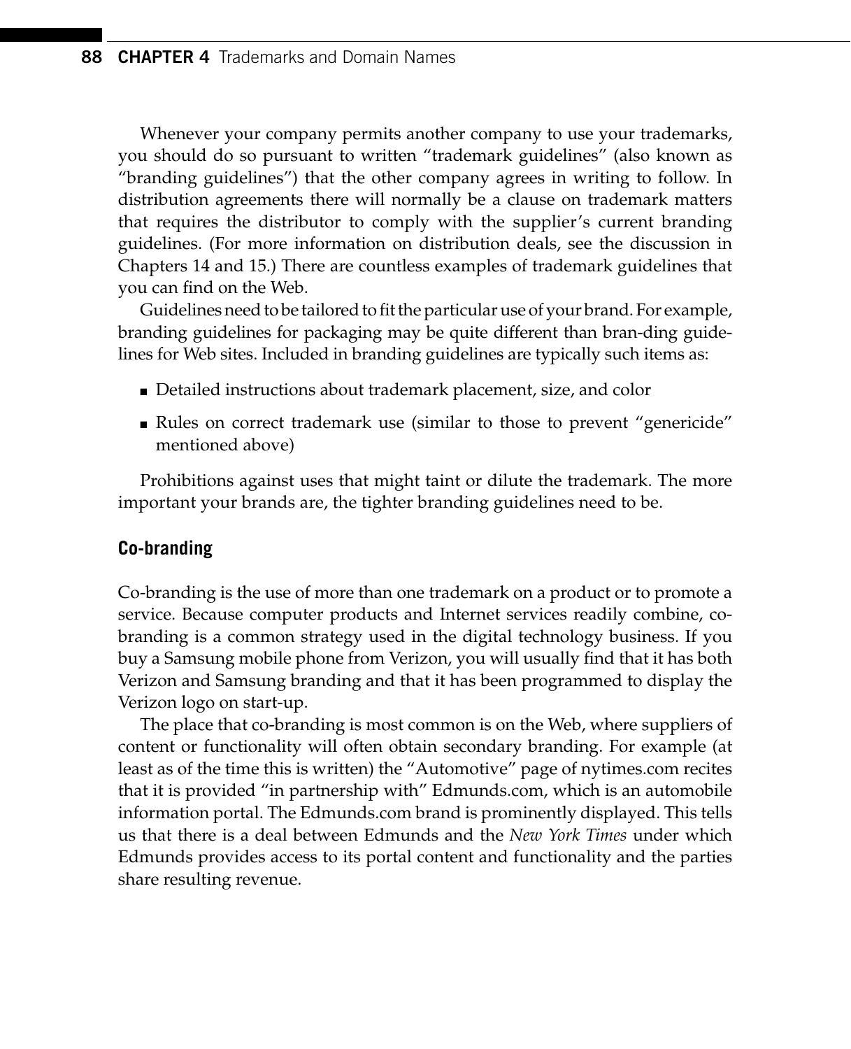Whenever your company permits another company to use your trademarks, you should do so pursuant to written "trademark guidelines" (also known as "branding guidelines") that the other company agrees in writing to follow. In distribution agreements there will normally be a clause on trademark matters that requires the distributor to comply with the supplier's current branding guidelines. (For more information on distribution deals, see the discussion in Chapters 14 and 15.) There are countless examples of trademark guidelines that you can find on the Web.

Guidelines need to be tailored to fit the particular use of your brand. For example, branding guidelines for packaging may be quite different than bran-ding guidelines for Web sites. Included in branding guidelines are typically such items as:

- Detailed instructions about trademark placement, size, and color
- Rules on correct trademark use (similar to those to prevent "genericide" mentioned above)

Prohibitions against uses that might taint or dilute the trademark. The more important your brands are, the tighter branding guidelines need to be.

### Co-branding

Co-branding is the use of more than one trademark on a product or to promote a service. Because computer products and Internet services readily combine, co-branding is a common strategy used in the digital technology business. If you buy a Samsung mobile phone from Verizon, you will usually find that it has both Verizon and Samsung branding and that it has been programmed to display the Verizon logo on start-up.

The place that co-branding is most common is on the Web, where suppliers of content or functionality will often obtain secondary branding. For example (at least as of the time this is written) the "Automotive" page of nytimes.com recites that it is provided "in partnership with" Edmunds.com, which is an automobile information portal. The Edmunds.com brand is prominently displayed. This tells us that there is a deal between Edmunds and the *New York Times* under which Edmunds provides access to its portal content and functionality and the parties share resulting revenue.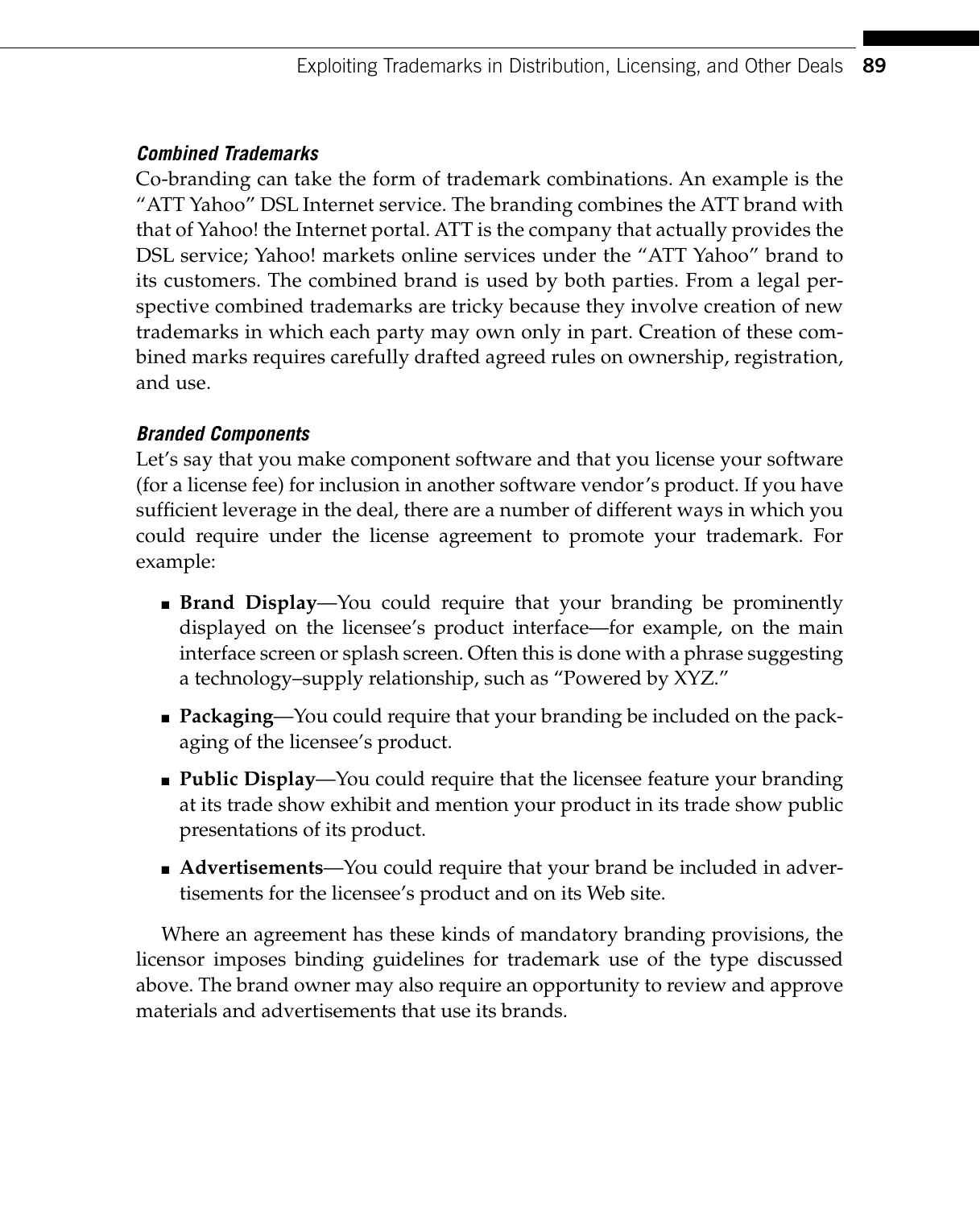### *Combined Trademarks*

Co-branding can take the form of trademark combinations. An example is the "ATT Yahoo" DSL Internet service. The branding combines the ATT brand with that of Yahoo! the Internet portal. ATT is the company that actually provides the DSL service; Yahoo! markets online services under the "ATT Yahoo" brand to its customers. The combined brand is used by both parties. From a legal perspective combined trademarks are tricky because they involve creation of new trademarks in which each party may own only in part. Creation of these combined marks requires carefully drafted agreed rules on ownership, registration, and use.

### *Branded Components*

Let's say that you make component software and that you license your software (for a license fee) for inclusion in another software vendor's product. If you have sufficient leverage in the deal, there are a number of different ways in which you could require under the license agreement to promote your trademark. For example:

- **Brand Display**—You could require that your branding be prominently displayed on the licensee's product interface—for example, on the main interface screen or splash screen. Often this is done with a phrase suggesting a technology–supply relationship, such as "Powered by XYZ."
- **Packaging**—You could require that your branding be included on the packaging of the licensee's product.
- **Public Display**—You could require that the licensee feature your branding at its trade show exhibit and mention your product in its trade show public presentations of its product.
- **Advertisements**—You could require that your brand be included in advertisements for the licensee's product and on its Web site.

Where an agreement has these kinds of mandatory branding provisions, the licensor imposes binding guidelines for trademark use of the type discussed above. The brand owner may also require an opportunity to review and approve materials and advertisements that use its brands.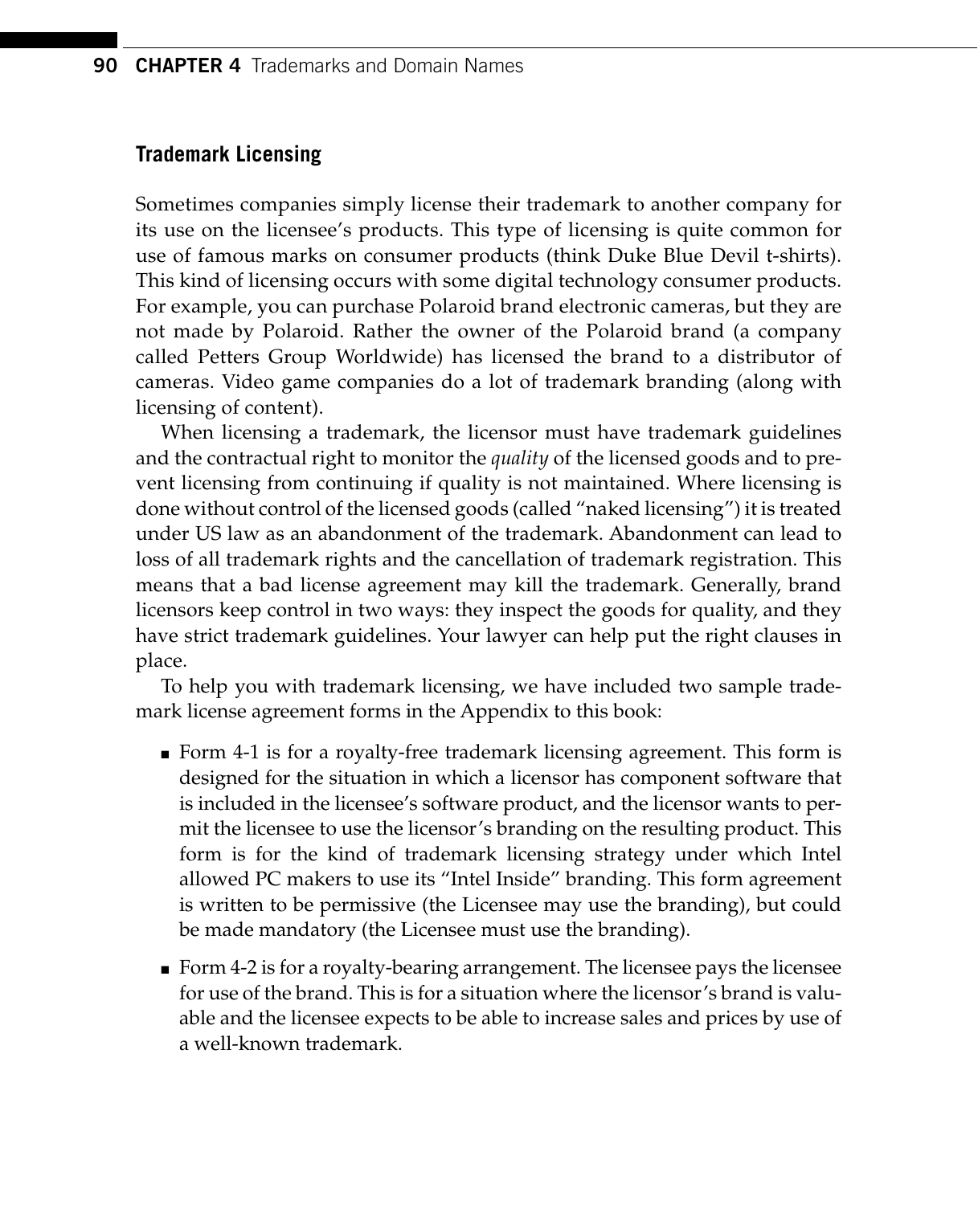### Trademark Licensing

Sometimes companies simply license their trademark to another company for its use on the licensee's products. This type of licensing is quite common for use of famous marks on consumer products (think Duke Blue Devil t-shirts). This kind of licensing occurs with some digital technology consumer products. For example, you can purchase Polaroid brand electronic cameras, but they are not made by Polaroid. Rather the owner of the Polaroid brand (a company called Petters Group Worldwide) has licensed the brand to a distributor of cameras. Video game companies do a lot of trademark branding (along with licensing of content).

When licensing a trademark, the licensor must have trademark guidelines and the contractual right to monitor the *quality* of the licensed goods and to prevent licensing from continuing if quality is not maintained. Where licensing is done without control of the licensed goods (called "naked licensing") it is treated under US law as an abandonment of the trademark. Abandonment can lead to loss of all trademark rights and the cancellation of trademark registration. This means that a bad license agreement may kill the trademark. Generally, brand licensors keep control in two ways: they inspect the goods for quality, and they have strict trademark guidelines. Your lawyer can help put the right clauses in place.

To help you with trademark licensing, we have included two sample trademark license agreement forms in the Appendix to this book:

- Form 4-1 is for a royalty-free trademark licensing agreement. This form is designed for the situation in which a licensor has component software that is included in the licensee's software product, and the licensor wants to permit the licensee to use the licensor's branding on the resulting product. This form is for the kind of trademark licensing strategy under which Intel allowed PC makers to use its "Intel Inside" branding. This form agreement is written to be permissive (the Licensee may use the branding), but could be made mandatory (the Licensee must use the branding).
- Form 4-2 is for a royalty-bearing arrangement. The licensee pays the licensee for use of the brand. This is for a situation where the licensor's brand is valuable and the licensee expects to be able to increase sales and prices by use of a well-known trademark.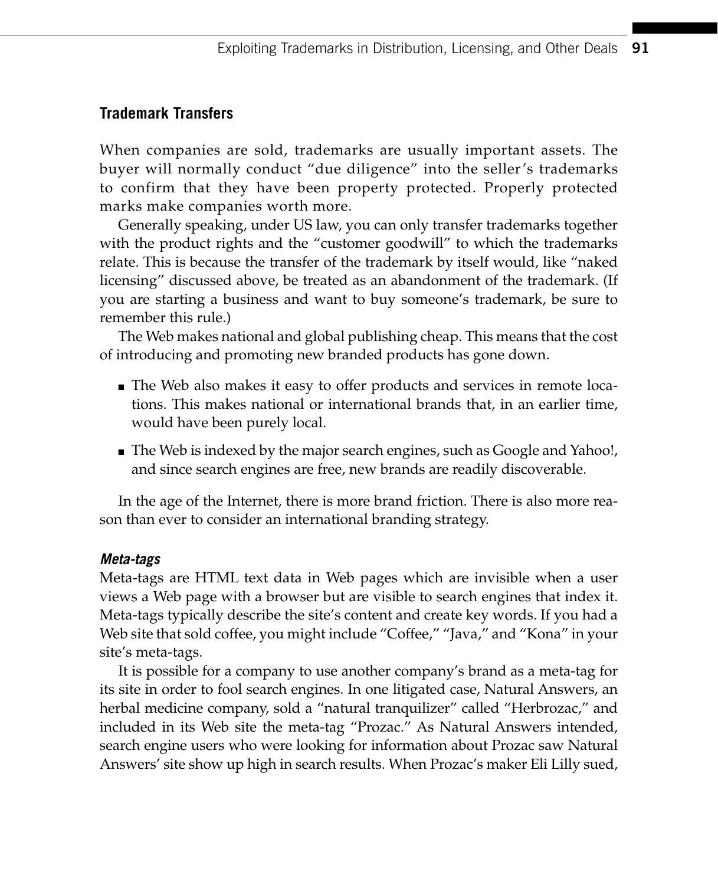### Trademark Transfers

When companies are sold, trademarks are usually important assets. The buyer will normally conduct "due diligence" into the seller's trademarks to confirm that they have been property protected. Properly protected marks make companies worth more.

Generally speaking, under US law, you can only transfer trademarks together with the product rights and the "customer goodwill" to which the trademarks relate. This is because the transfer of the trademark by itself would, like "naked licensing" discussed above, be treated as an abandonment of the trademark. (If you are starting a business and want to buy someone's trademark, be sure to remember this rule.)

The Web makes national and global publishing cheap. This means that the cost of introducing and promoting new branded products has gone down.

- The Web also makes it easy to offer products and services in remote locations. This makes national or international brands that, in an earlier time, would have been purely local.
- The Web is indexed by the major search engines, such as Google and Yahoo!, and since search engines are free, new brands are readily discoverable.

In the age of the Internet, there is more brand friction. There is also more reason than ever to consider an international branding strategy.

#### *Meta-tags*

Meta-tags are HTML text data in Web pages which are invisible when a user views a Web page with a browser but are visible to search engines that index it. Meta-tags typically describe the site's content and create key words. If you had a Web site that sold coffee, you might include "Coffee," "Java," and "Kona" in your site's meta-tags.

It is possible for a company to use another company's brand as a meta-tag for its site in order to fool search engines. In one litigated case, Natural Answers, an herbal medicine company, sold a "natural tranquilizer" called "Herbrozac," and included in its Web site the meta-tag "Prozac." As Natural Answers intended, search engine users who were looking for information about Prozac saw Natural Answers' site show up high in search results. When Prozac's maker Eli Lilly sued,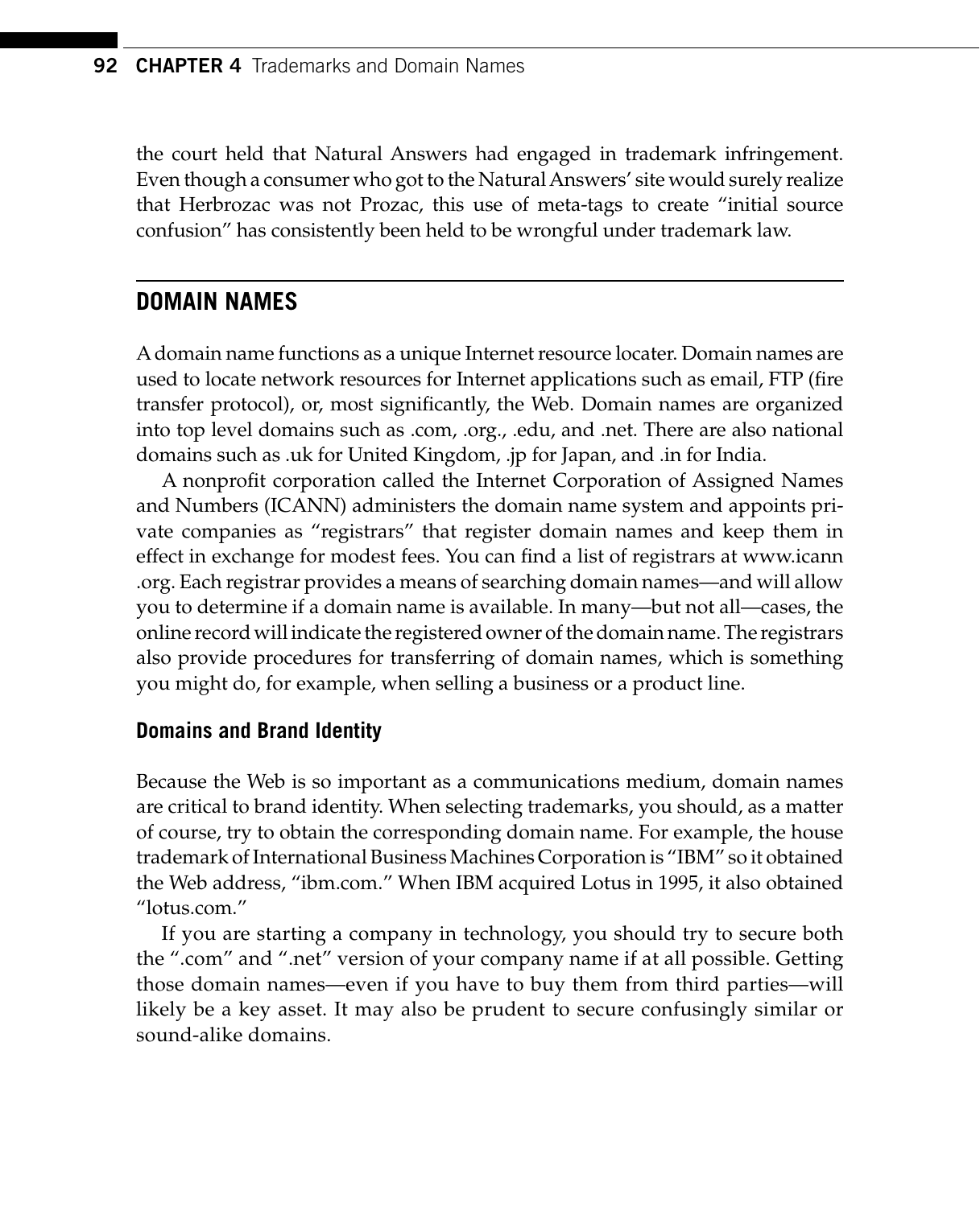the court held that Natural Answers had engaged in trademark infringement. Even though a consumer who got to the Natural Answers' site would surely realize that Herbrozac was not Prozac, this use of meta-tags to create "initial source confusion" has consistently been held to be wrongful under trademark law.

## DOMAIN NAMES

A domain name functions as a unique Internet resource locater. Domain names are used to locate network resources for Internet applications such as email, FTP (fire transfer protocol), or, most significantly, the Web. Domain names are organized into top level domains such as .com, .org., .edu, and .net. There are also national domains such as .uk for United Kingdom, .jp for Japan, and .in for India.

A nonprofit corporation called the Internet Corporation of Assigned Names and Numbers (ICANN) administers the domain name system and appoints private companies as "registrars" that register domain names and keep them in effect in exchange for modest fees. You can find a list of registrars at www.icann.org. Each registrar provides a means of searching domain names—and will allow you to determine if a domain name is available. In many—but not all—cases, the online record will indicate the registered owner of the domain name. The registrars also provide procedures for transferring of domain names, which is something you might do, for example, when selling a business or a product line.

### Domains and Brand Identity

Because the Web is so important as a communications medium, domain names are critical to brand identity. When selecting trademarks, you should, as a matter of course, try to obtain the corresponding domain name. For example, the house trademark of International Business Machines Corporation is "IBM" so it obtained the Web address, "ibm.com." When IBM acquired Lotus in 1995, it also obtained "lotus.com."

If you are starting a company in technology, you should try to secure both the ".com" and ".net" version of your company name if at all possible. Getting those domain names—even if you have to buy them from third parties—will likely be a key asset. It may also be prudent to secure confusingly similar or sound-alike domains.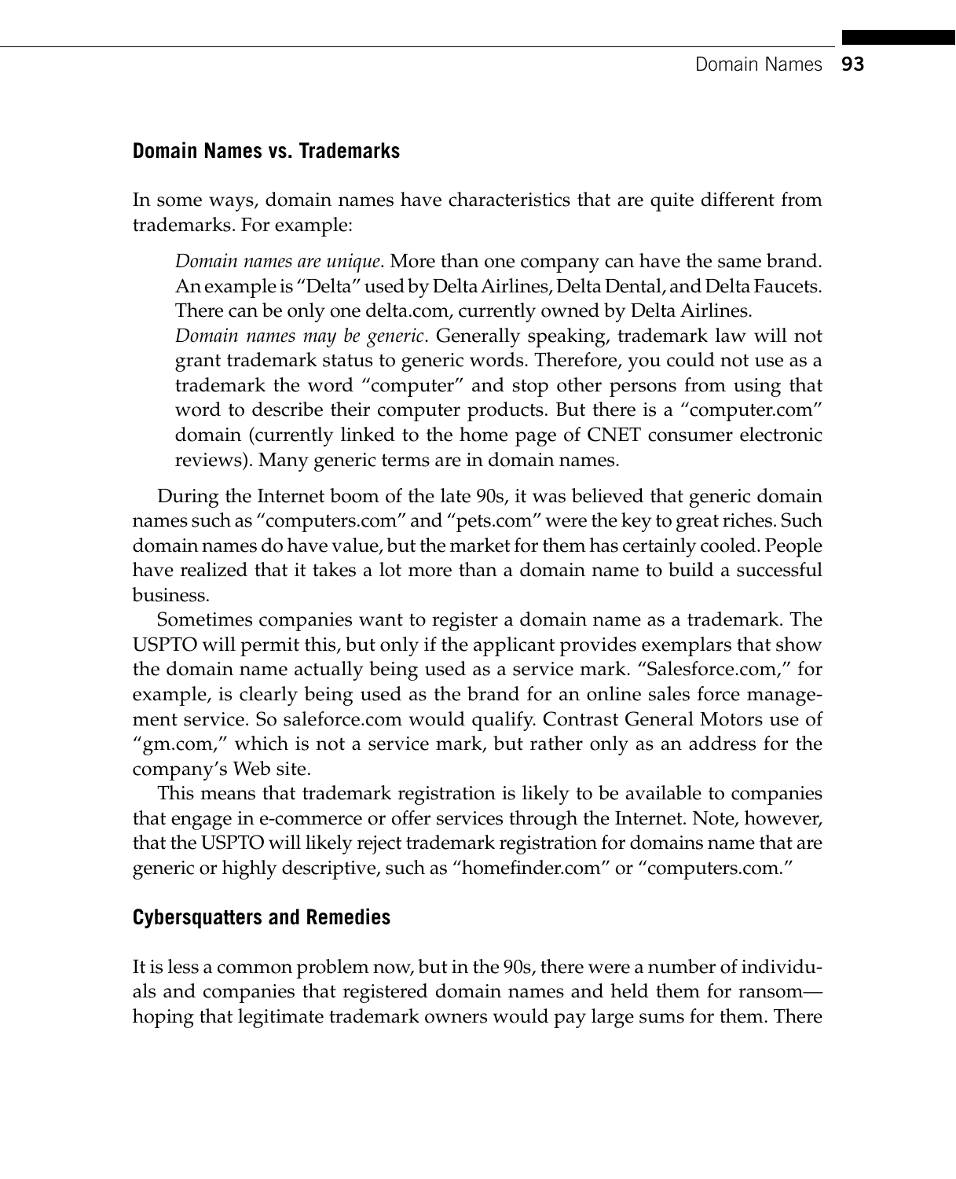### Domain Names vs. Trademarks

In some ways, domain names have characteristics that are quite different from trademarks. For example:

> *Domain names are unique*. More than one company can have the same brand. An example is "Delta" used by Delta Airlines, Delta Dental, and Delta Faucets. There can be only one delta.com, currently owned by Delta Airlines.
>
> *Domain names may be generic*. Generally speaking, trademark law will not grant trademark status to generic words. Therefore, you could not use as a trademark the word "computer" and stop other persons from using that word to describe their computer products. But there is a "computer.com" domain (currently linked to the home page of CNET consumer electronic reviews). Many generic terms are in domain names.

During the Internet boom of the late 90s, it was believed that generic domain names such as "computers.com" and "pets.com" were the key to great riches. Such domain names do have value, but the market for them has certainly cooled. People have realized that it takes a lot more than a domain name to build a successful business.

Sometimes companies want to register a domain name as a trademark. The USPTO will permit this, but only if the applicant provides exemplars that show the domain name actually being used as a service mark. "Salesforce.com," for example, is clearly being used as the brand for an online sales force management service. So saleforce.com would qualify. Contrast General Motors use of "gm.com," which is not a service mark, but rather only as an address for the company's Web site.

This means that trademark registration is likely to be available to companies that engage in e-commerce or offer services through the Internet. Note, however, that the USPTO will likely reject trademark registration for domains name that are generic or highly descriptive, such as "homefinder.com" or "computers.com."

### Cybersquatters and Remedies

It is less a common problem now, but in the 90s, there were a number of individuals and companies that registered domain names and held them for ransom—hoping that legitimate trademark owners would pay large sums for them. There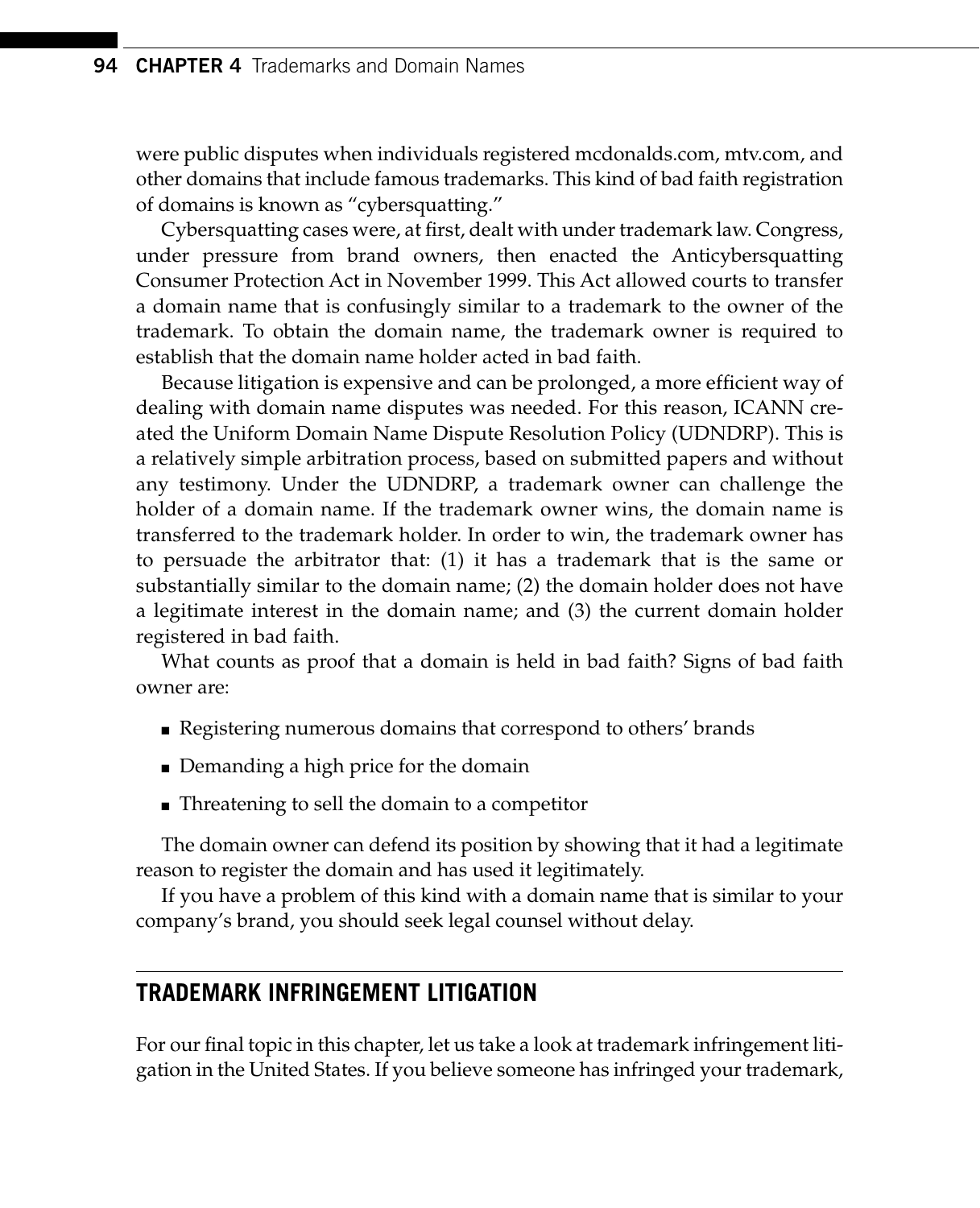were public disputes when individuals registered mcdonalds.com, mtv.com, and other domains that include famous trademarks. This kind of bad faith registration of domains is known as "cybersquatting."

Cybersquatting cases were, at first, dealt with under trademark law. Congress, under pressure from brand owners, then enacted the Anticybersquatting Consumer Protection Act in November 1999. This Act allowed courts to transfer a domain name that is confusingly similar to a trademark to the owner of the trademark. To obtain the domain name, the trademark owner is required to establish that the domain name holder acted in bad faith.

Because litigation is expensive and can be prolonged, a more efficient way of dealing with domain name disputes was needed. For this reason, ICANN created the Uniform Domain Name Dispute Resolution Policy (UDNDRP). This is a relatively simple arbitration process, based on submitted papers and without any testimony. Under the UDNDRP, a trademark owner can challenge the holder of a domain name. If the trademark owner wins, the domain name is transferred to the trademark holder. In order to win, the trademark owner has to persuade the arbitrator that: (1) it has a trademark that is the same or substantially similar to the domain name; (2) the domain holder does not have a legitimate interest in the domain name; and (3) the current domain holder registered in bad faith.

What counts as proof that a domain is held in bad faith? Signs of bad faith owner are:

- Registering numerous domains that correspond to others' brands
- Demanding a high price for the domain
- Threatening to sell the domain to a competitor

The domain owner can defend its position by showing that it had a legitimate reason to register the domain and has used it legitimately.

If you have a problem of this kind with a domain name that is similar to your company's brand, you should seek legal counsel without delay.

## TRADEMARK INFRINGEMENT LITIGATION

For our final topic in this chapter, let us take a look at trademark infringement litigation in the United States. If you believe someone has infringed your trademark,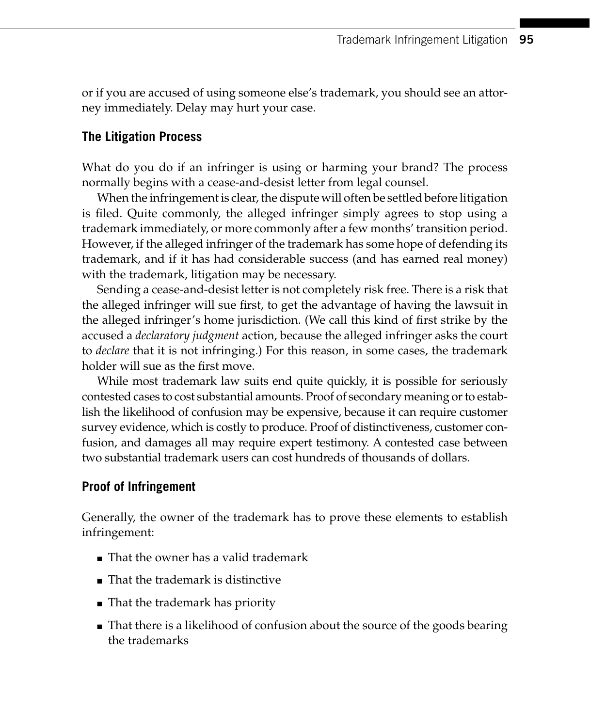or if you are accused of using someone else's trademark, you should see an attorney immediately. Delay may hurt your case.

### The Litigation Process

What do you do if an infringer is using or harming your brand? The process normally begins with a cease-and-desist letter from legal counsel.

When the infringement is clear, the dispute will often be settled before litigation is filed. Quite commonly, the alleged infringer simply agrees to stop using a trademark immediately, or more commonly after a few months' transition period. However, if the alleged infringer of the trademark has some hope of defending its trademark, and if it has had considerable success (and has earned real money) with the trademark, litigation may be necessary.

Sending a cease-and-desist letter is not completely risk free. There is a risk that the alleged infringer will sue first, to get the advantage of having the lawsuit in the alleged infringer's home jurisdiction. (We call this kind of first strike by the accused a *declaratory judgment* action, because the alleged infringer asks the court to *declare* that it is not infringing.) For this reason, in some cases, the trademark holder will sue as the first move.

While most trademark law suits end quite quickly, it is possible for seriously contested cases to cost substantial amounts. Proof of secondary meaning or to establish the likelihood of confusion may be expensive, because it can require customer survey evidence, which is costly to produce. Proof of distinctiveness, customer confusion, and damages all may require expert testimony. A contested case between two substantial trademark users can cost hundreds of thousands of dollars.

### Proof of Infringement

Generally, the owner of the trademark has to prove these elements to establish infringement:

- That the owner has a valid trademark
- That the trademark is distinctive
- That the trademark has priority
- That there is a likelihood of confusion about the source of the goods bearing the trademarks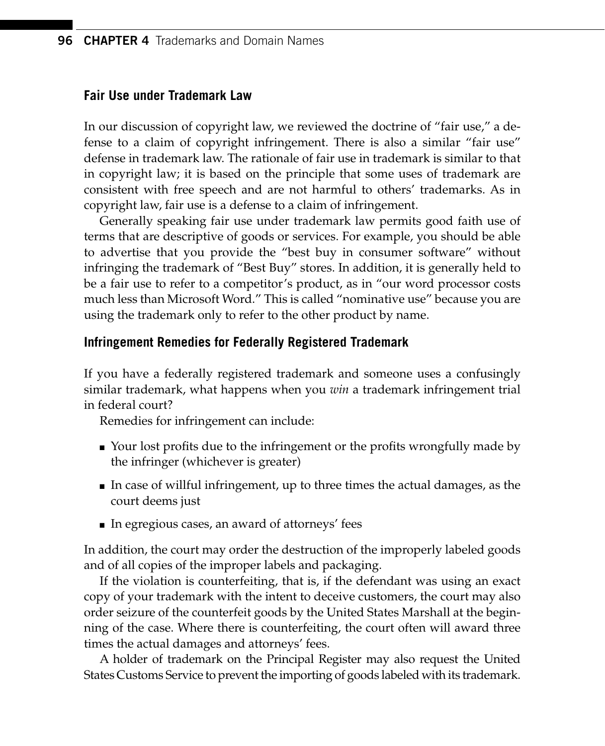### Fair Use under Trademark Law

In our discussion of copyright law, we reviewed the doctrine of "fair use," a defense to a claim of copyright infringement. There is also a similar "fair use" defense in trademark law. The rationale of fair use in trademark is similar to that in copyright law; it is based on the principle that some uses of trademark are consistent with free speech and are not harmful to others' trademarks. As in copyright law, fair use is a defense to a claim of infringement.

Generally speaking fair use under trademark law permits good faith use of terms that are descriptive of goods or services. For example, you should be able to advertise that you provide the "best buy in consumer software" without infringing the trademark of "Best Buy" stores. In addition, it is generally held to be a fair use to refer to a competitor's product, as in "our word processor costs much less than Microsoft Word." This is called "nominative use" because you are using the trademark only to refer to the other product by name.

### Infringement Remedies for Federally Registered Trademark

If you have a federally registered trademark and someone uses a confusingly similar trademark, what happens when you *win* a trademark infringement trial in federal court?

Remedies for infringement can include:

- Your lost profits due to the infringement or the profits wrongfully made by the infringer (whichever is greater)
- In case of willful infringement, up to three times the actual damages, as the court deems just
- In egregious cases, an award of attorneys' fees

In addition, the court may order the destruction of the improperly labeled goods and of all copies of the improper labels and packaging.

If the violation is counterfeiting, that is, if the defendant was using an exact copy of your trademark with the intent to deceive customers, the court may also order seizure of the counterfeit goods by the United States Marshall at the beginning of the case. Where there is counterfeiting, the court often will award three times the actual damages and attorneys' fees.

A holder of trademark on the Principal Register may also request the United States Customs Service to prevent the importing of goods labeled with its trademark.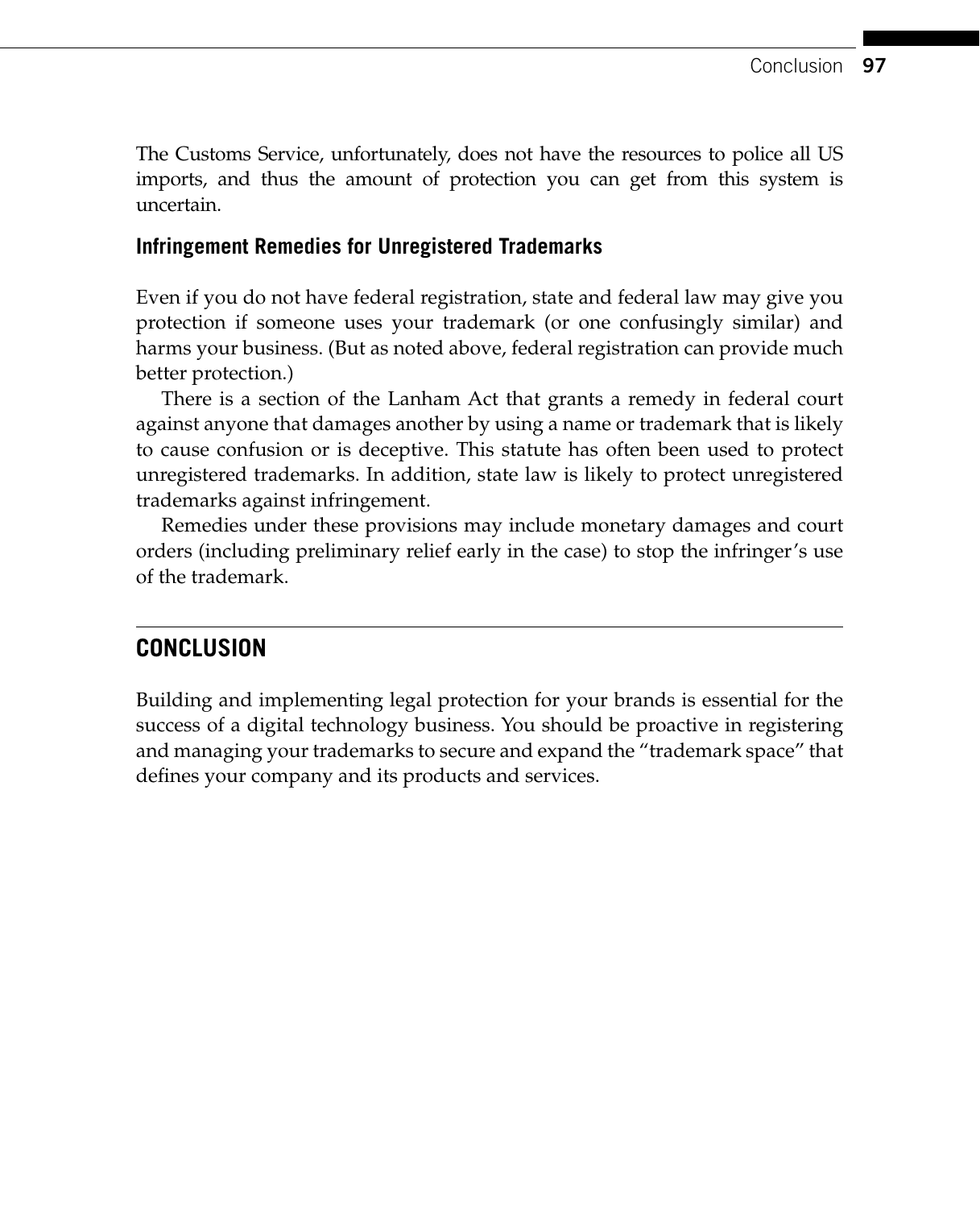The Customs Service, unfortunately, does not have the resources to police all US imports, and thus the amount of protection you can get from this system is uncertain.

### Infringement Remedies for Unregistered Trademarks

Even if you do not have federal registration, state and federal law may give you protection if someone uses your trademark (or one confusingly similar) and harms your business. (But as noted above, federal registration can provide much better protection.)

There is a section of the Lanham Act that grants a remedy in federal court against anyone that damages another by using a name or trademark that is likely to cause confusion or is deceptive. This statute has often been used to protect unregistered trademarks. In addition, state law is likely to protect unregistered trademarks against infringement.

Remedies under these provisions may include monetary damages and court orders (including preliminary relief early in the case) to stop the infringer's use of the trademark.

## CONCLUSION

Building and implementing legal protection for your brands is essential for the success of a digital technology business. You should be proactive in registering and managing your trademarks to secure and expand the "trademark space" that defines your company and its products and services.